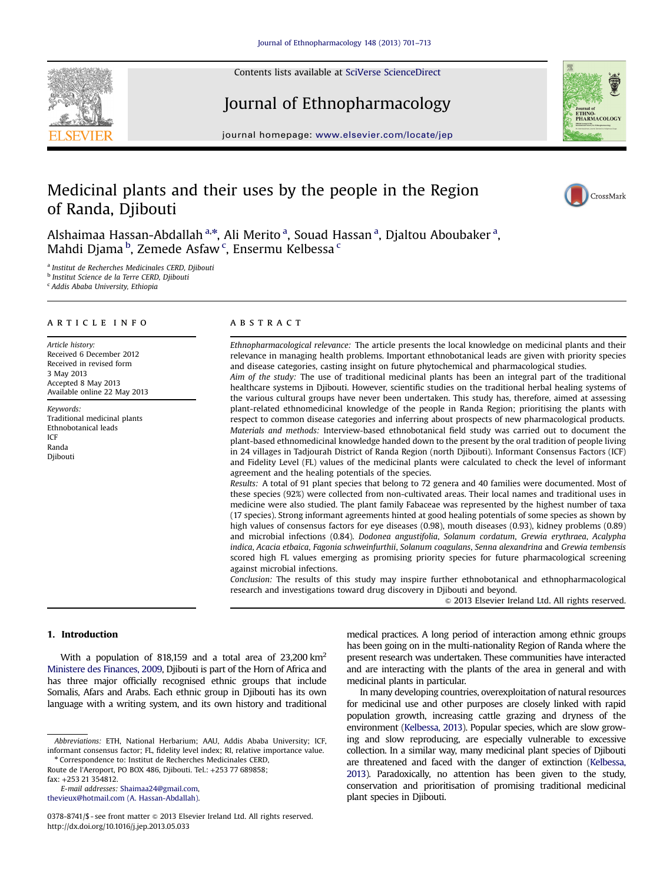# Medicinal plants and their uses by the people in the Region of Randa, Djibouti

Alshaimaa Hassan-Abdallah [a,*], Ali Merito [a], Souad Hassan [a], Djaltou Aboubaker [a], Mahdi Djama [b], Zemede Asfaw [c], Ensermu Kelbessa [c]

[a] *Institut de Recherches Medicinales CERD, Djibouti*
[b] *Institut Science de la Terre CERD, Djibouti*
[c] *Addis Ababa University, Ethiopia*

## ARTICLE INFO

*Article history:*
Received 6 December 2012
Received in revised form
3 May 2013
Accepted 8 May 2013
Available online 22 May 2013

*Keywords:*
Traditional medicinal plants
Ethnobotanical leads
ICF
Randa
Djibouti

## ABSTRACT

*Ethnopharmacological relevance:* The article presents the local knowledge on medicinal plants and their relevance in managing health problems. Important ethnobotanical leads are given with priority species and disease categories, casting insight on future phytochemical and pharmacological studies.

*Aim of the study:* The use of traditional medicinal plants has been an integral part of the traditional healthcare systems in Djibouti. However, scientific studies on the traditional herbal healing systems of the various cultural groups have never been undertaken. This study has, therefore, aimed at assessing plant-related ethnomedicinal knowledge of the people in Randa Region; prioritising the plants with respect to common disease categories and inferring about prospects of new pharmacological products.

*Materials and methods:* Interview-based ethnobotanical field study was carried out to document the plant-based ethnomedicinal knowledge handed down to the present by the oral tradition of people living in 24 villages in Tadjourah District of Randa Region (north Djibouti). Informant Consensus Factors (ICF) and Fidelity Level (FL) values of the medicinal plants were calculated to check the level of informant agreement and the healing potentials of the species.

*Results:* A total of 91 plant species that belong to 72 genera and 40 families were documented. Most of these species (92%) were collected from non-cultivated areas. Their local names and traditional uses in medicine were also studied. The plant family Fabaceae was represented by the highest number of taxa (17 species). Strong informant agreements hinted at good healing potentials of some species as shown by high values of consensus factors for eye diseases (0.98), mouth diseases (0.93), kidney problems (0.89) and microbial infections (0.84). *Dodonea angustifolia*, *Solanum cordatum*, *Grewia erythraea*, *Acalypha indica*, *Acacia etbaica*, *Fagonia schweinfurthii*, *Solanum coagulans*, *Senna alexandrina* and *Grewia tembensis* scored high FL values emerging as promising priority species for future pharmacological screening against microbial infections.

*Conclusion:* The results of this study may inspire further ethnobotanical and ethnopharmacological research and investigations toward drug discovery in Djibouti and beyond.

© 2013 Elsevier Ireland Ltd. All rights reserved.

## 1. Introduction

With a population of 818,159 and a total area of 23,200 km$^2$ Ministere des Finances, 2009, Djibouti is part of the Horn of Africa and has three major officially recognised ethnic groups that include Somalis, Afars and Arabs. Each ethnic group in Djibouti has its own language with a writing system, and its own history and traditional medical practices. A long period of interaction among ethnic groups has been going on in the multi-nationality Region of Randa where the present research was undertaken. These communities have interacted and are interacting with the plants of the area in general and with medicinal plants in particular.

In many developing countries, overexploitation of natural resources for medicinal use and other purposes are closely linked with rapid population growth, increasing cattle grazing and dryness of the environment (Kelbessa, 2013). Popular species, which are slow growing and slow reproducing, are especially vulnerable to excessive collection. In a similar way, many medicinal plant species of Djibouti are threatened and faced with the danger of extinction (Kelbessa, 2013). Paradoxically, no attention has been given to the study, conservation and prioritisation of promising traditional medicinal plant species in Djibouti.

---

*Abbreviations:* ETH, National Herbarium; AAU, Addis Ababa University; ICF, informant consensus factor; FL, fidelity level index; RI, relative importance value.

\* Correspondence to: Institut de Recherches Medicinales CERD, Route de l'Aeroport, PO BOX 486, Djibouti. Tel.: +253 77 689858; fax: +253 21 354812.

*E-mail addresses:* Shaimaa24@gmail.com, thevieux@hotmail.com (A. Hassan-Abdallah).

0378-8741/$ - see front matter © 2013 Elsevier Ireland Ltd. All rights reserved.
http://dx.doi.org/10.1016/j.jep.2013.05.033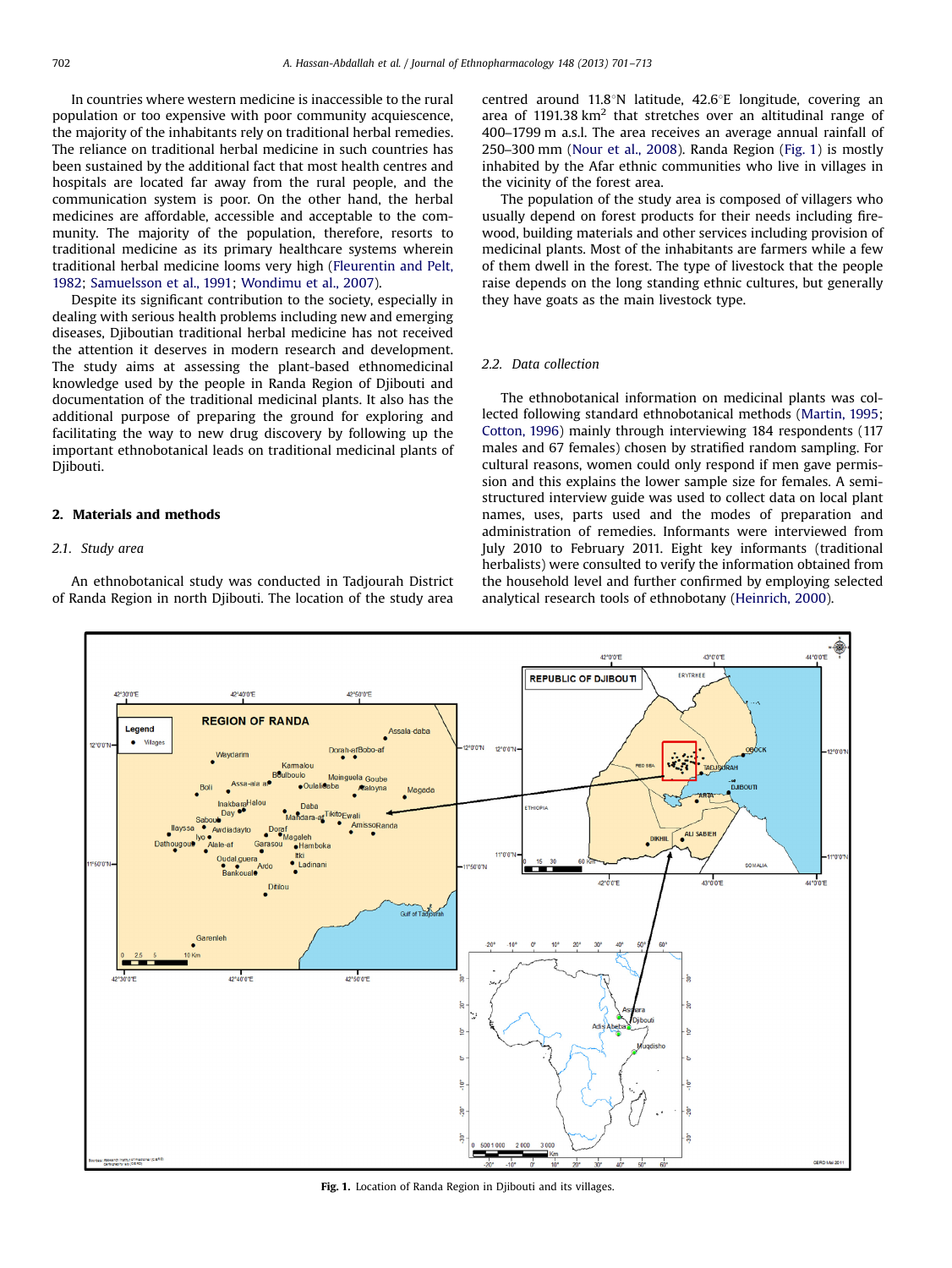In countries where western medicine is inaccessible to the rural population or too expensive with poor community acquiescence, the majority of the inhabitants rely on traditional herbal remedies. The reliance on traditional herbal medicine in such countries has been sustained by the additional fact that most health centres and hospitals are located far away from the rural people, and the communication system is poor. On the other hand, the herbal medicines are affordable, accessible and acceptable to the community. The majority of the population, therefore, resorts to traditional medicine as its primary healthcare systems wherein traditional herbal medicine looms very high (Fleurentin and Pelt, 1982; Samuelsson et al., 1991; Wondimu et al., 2007).

Despite its significant contribution to the society, especially in dealing with serious health problems including new and emerging diseases, Djiboutian traditional herbal medicine has not received the attention it deserves in modern research and development. The study aims at assessing the plant-based ethnomedicinal knowledge used by the people in Randa Region of Djibouti and documentation of the traditional medicinal plants. It also has the additional purpose of preparing the ground for exploring and facilitating the way to new drug discovery by following up the important ethnobotanical leads on traditional medicinal plants of Djibouti.

## 2. Materials and methods

### 2.1. Study area

An ethnobotanical study was conducted in Tadjourah District of Randa Region in north Djibouti. The location of the study area centred around 11.8°N latitude, 42.6°E longitude, covering an area of 1191.38 km$^2$ that stretches over an altitudinal range of 400–1799 m a.s.l. The area receives an average annual rainfall of 250–300 mm (Nour et al., 2008). Randa Region (Fig. 1) is mostly inhabited by the Afar ethnic communities who live in villages in the vicinity of the forest area.

The population of the study area is composed of villagers who usually depend on forest products for their needs including firewood, building materials and other services including provision of medicinal plants. Most of the inhabitants are farmers while a few of them dwell in the forest. The type of livestock that the people raise depends on the long standing ethnic cultures, but generally they have goats as the main livestock type.

### 2.2. Data collection

The ethnobotanical information on medicinal plants was collected following standard ethnobotanical methods (Martin, 1995; Cotton, 1996) mainly through interviewing 184 respondents (117 males and 67 females) chosen by stratified random sampling. For cultural reasons, women could only respond if men gave permission and this explains the lower sample size for females. A semi-structured interview guide was used to collect data on local plant names, uses, parts used and the modes of preparation and administration of remedies. Informants were interviewed from July 2010 to February 2011. Eight key informants (traditional herbalists) were consulted to verify the information obtained from the household level and further confirmed by employing selected analytical research tools of ethnobotany (Heinrich, 2000).

**Fig. 1.** Location of Randa Region in Djibouti and its villages.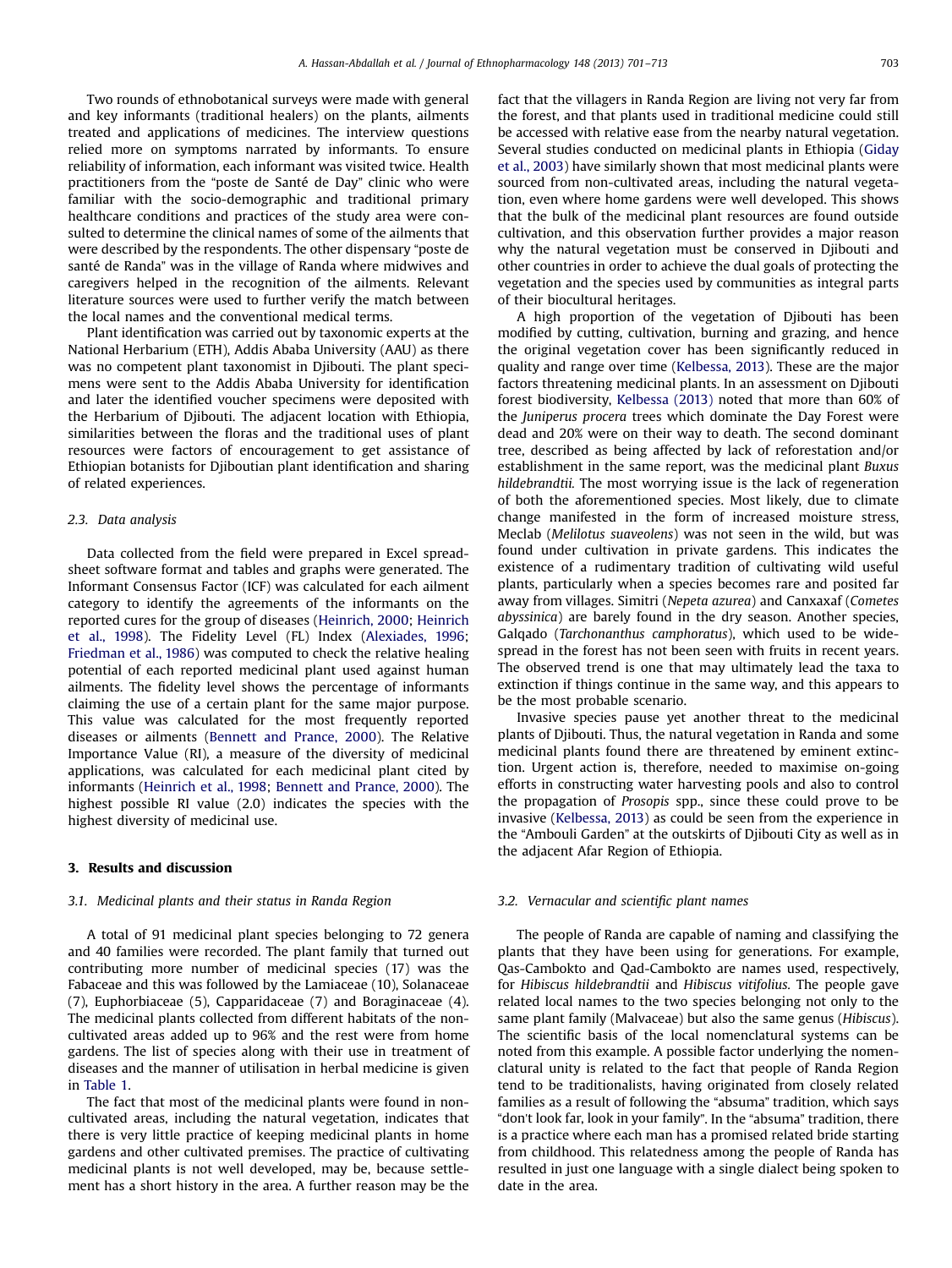Two rounds of ethnobotanical surveys were made with general and key informants (traditional healers) on the plants, ailments treated and applications of medicines. The interview questions relied more on symptoms narrated by informants. To ensure reliability of information, each informant was visited twice. Health practitioners from the "poste de Santé de Day" clinic who were familiar with the socio-demographic and traditional primary healthcare conditions and practices of the study area were consulted to determine the clinical names of some of the ailments that were described by the respondents. The other dispensary "poste de santé de Randa" was in the village of Randa where midwives and caregivers helped in the recognition of the ailments. Relevant literature sources were used to further verify the match between the local names and the conventional medical terms.

Plant identification was carried out by taxonomic experts at the National Herbarium (ETH), Addis Ababa University (AAU) as there was no competent plant taxonomist in Djibouti. The plant specimens were sent to the Addis Ababa University for identification and later the identified voucher specimens were deposited with the Herbarium of Djibouti. The adjacent location with Ethiopia, similarities between the floras and the traditional uses of plant resources were factors of encouragement to get assistance of Ethiopian botanists for Djiboutian plant identification and sharing of related experiences.

### 2.3. Data analysis

Data collected from the field were prepared in Excel spreadsheet software format and tables and graphs were generated. The Informant Consensus Factor (ICF) was calculated for each ailment category to identify the agreements of the informants on the reported cures for the group of diseases (Heinrich, 2000; Heinrich et al., 1998). The Fidelity Level (FL) Index (Alexiades, 1996; Friedman et al., 1986) was computed to check the relative healing potential of each reported medicinal plant used against human ailments. The fidelity level shows the percentage of informants claiming the use of a certain plant for the same major purpose. This value was calculated for the most frequently reported diseases or ailments (Bennett and Prance, 2000). The Relative Importance Value (RI), a measure of the diversity of medicinal applications, was calculated for each medicinal plant cited by informants (Heinrich et al., 1998; Bennett and Prance, 2000). The highest possible RI value (2.0) indicates the species with the highest diversity of medicinal use.

## 3. Results and discussion

### 3.1. Medicinal plants and their status in Randa Region

A total of 91 medicinal plant species belonging to 72 genera and 40 families were recorded. The plant family that turned out contributing more number of medicinal species (17) was the Fabaceae and this was followed by the Lamiaceae (10), Solanaceae (7), Euphorbiaceae (5), Capparidaceae (7) and Boraginaceae (4). The medicinal plants collected from different habitats of the noncultivated areas added up to 96% and the rest were from home gardens. The list of species along with their use in treatment of diseases and the manner of utilisation in herbal medicine is given in Table 1.

The fact that most of the medicinal plants were found in noncultivated areas, including the natural vegetation, indicates that there is very little practice of keeping medicinal plants in home gardens and other cultivated premises. The practice of cultivating medicinal plants is not well developed, may be, because settlement has a short history in the area. A further reason may be the fact that the villagers in Randa Region are living not very far from the forest, and that plants used in traditional medicine could still be accessed with relative ease from the nearby natural vegetation. Several studies conducted on medicinal plants in Ethiopia (Giday et al., 2003) have similarly shown that most medicinal plants were sourced from non-cultivated areas, including the natural vegetation, even where home gardens were well developed. This shows that the bulk of the medicinal plant resources are found outside cultivation, and this observation further provides a major reason why the natural vegetation must be conserved in Djibouti and other countries in order to achieve the dual goals of protecting the vegetation and the species used by communities as integral parts of their biocultural heritages.

A high proportion of the vegetation of Djibouti has been modified by cutting, cultivation, burning and grazing, and hence the original vegetation cover has been significantly reduced in quality and range over time (Kelbessa, 2013). These are the major factors threatening medicinal plants. In an assessment on Djibouti forest biodiversity, Kelbessa (2013) noted that more than 60% of the *Juniperus procera* trees which dominate the Day Forest were dead and 20% were on their way to death. The second dominant tree, described as being affected by lack of reforestation and/or establishment in the same report, was the medicinal plant *Buxus hildebrandtii.* The most worrying issue is the lack of regeneration of both the aforementioned species. Most likely, due to climate change manifested in the form of increased moisture stress, Meclab (*Melilotus suaveolens*) was not seen in the wild, but was found under cultivation in private gardens. This indicates the existence of a rudimentary tradition of cultivating wild useful plants, particularly when a species becomes rare and posited far away from villages. Simitri (*Nepeta azurea*) and Canxaxaf (*Cometes abyssinica*) are barely found in the dry season. Another species, Galqado (*Tarchonanthus camphoratus*), which used to be widespread in the forest has not been seen with fruits in recent years. The observed trend is one that may ultimately lead the taxa to extinction if things continue in the same way, and this appears to be the most probable scenario.

Invasive species pause yet another threat to the medicinal plants of Djibouti. Thus, the natural vegetation in Randa and some medicinal plants found there are threatened by eminent extinction. Urgent action is, therefore, needed to maximise on-going efforts in constructing water harvesting pools and also to control the propagation of *Prosopis* spp., since these could prove to be invasive (Kelbessa, 2013) as could be seen from the experience in the "Ambouli Garden" at the outskirts of Djibouti City as well as in the adjacent Afar Region of Ethiopia.

### 3.2. Vernacular and scientific plant names

The people of Randa are capable of naming and classifying the plants that they have been using for generations. For example, Qas-Cambokto and Qad-Cambokto are names used, respectively, for *Hibiscus hildebrandtii* and *Hibiscus vitifolius.* The people gave related local names to the two species belonging not only to the same plant family (Malvaceae) but also the same genus (*Hibiscus*). The scientific basis of the local nomenclatural systems can be noted from this example. A possible factor underlying the nomenclatural unity is related to the fact that people of Randa Region tend to be traditionalists, having originated from closely related families as a result of following the "absuma" tradition, which says "don't look far, look in your family". In the "absuma" tradition, there is a practice where each man has a promised related bride starting from childhood. This relatedness among the people of Randa has resulted in just one language with a single dialect being spoken to date in the area.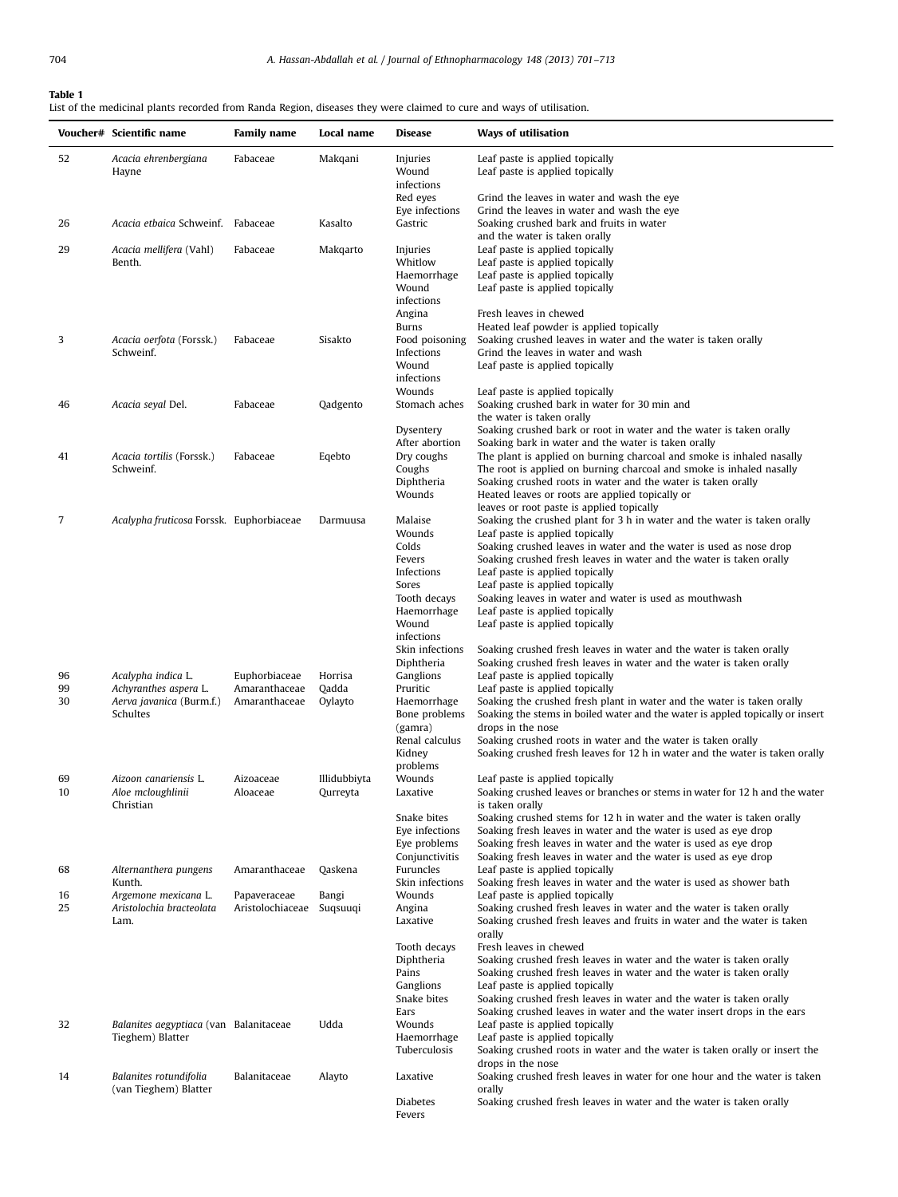**Table 1**
List of the medicinal plants recorded from Randa Region, diseases they were claimed to cure and ways of utilisation.

| Voucher# | Scientific name | Family name | Local name | Disease | Ways of utilisation |
|---|---|---|---|---|---|
| 52 | *Acacia ehrenbergiana* Hayne | Fabaceae | Makqani | Injuries | Leaf paste is applied topically |
| | | | | Wound infections | Leaf paste is applied topically |
| | | | | Red eyes | Grind the leaves in water and wash the eye |
| | | | | Eye infections | Grind the leaves in water and wash the eye |
| 26 | *Acacia etbaica* Schweinf. | Fabaceae | Kasalto | Gastric | Soaking crushed bark and fruits in water and the water is taken orally |
| 29 | *Acacia mellifera* (Vahl) Benth. | Fabaceae | Makqarto | Injuries | Leaf paste is applied topically |
| | | | | Whitlow | Leaf paste is applied topically |
| | | | | Haemorrhage | Leaf paste is applied topically |
| | | | | Wound infections | Leaf paste is applied topically |
| | | | | Angina | Fresh leaves in chewed |
| | | | | Burns | Heated leaf powder is applied topically |
| 3 | *Acacia oerfota* (Forssk.) Schweinf. | Fabaceae | Sisakto | Food poisoning | Soaking crushed leaves in water and the water is taken orally |
| | | | | Infections | Grind the leaves in water and wash |
| | | | | Wound infections | Leaf paste is applied topically |
| | | | | Wounds | Leaf paste is applied topically |
| 46 | *Acacia seyal* Del. | Fabaceae | Qadgento | Stomach aches | Soaking crushed bark in water for 30 min and the water is taken orally |
| | | | | Dysentery | Soaking crushed bark or root in water and the water is taken orally |
| | | | | After abortion | Soaking bark in water and the water is taken orally |
| 41 | *Acacia tortilis* (Forssk.) Schweinf. | Fabaceae | Eqebto | Dry coughs | The plant is applied on burning charcoal and smoke is inhaled nasally |
| | | | | Coughs | The root is applied on burning charcoal and smoke is inhaled nasally |
| | | | | Diphtheria | Soaking crushed roots in water and the water is taken orally |
| | | | | Wounds | Heated leaves or roots are applied topically or leaves or root paste is applied topically |
| 7 | *Acalypha fruticosa* Forssk. | Euphorbiaceae | Darmuusa | Malaise | Soaking the crushed plant for 3 h in water and the water is taken orally |
| | | | | Wounds | Leaf paste is applied topically |
| | | | | Colds | Soaking crushed leaves in water and the water is used as nose drop |
| | | | | Fevers | Soaking crushed fresh leaves in water and the water is taken orally |
| | | | | Infections | Leaf paste is applied topically |
| | | | | Sores | Leaf paste is applied topically |
| | | | | Tooth decays | Soaking leaves in water and water is used as mouthwash |
| | | | | Haemorrhage | Leaf paste is applied topically |
| | | | | Wound infections | Leaf paste is applied topically |
| | | | | Skin infections | Soaking crushed fresh leaves in water and the water is taken orally |
| | | | | Diphtheria | Soaking crushed fresh leaves in water and the water is taken orally |
| 96 | *Acalypha indica* L. | Euphorbiaceae | Horrisa | Ganglions | Leaf paste is applied topically |
| 99 | *Achyranthes aspera* L. | Amaranthaceae | Qadda | Pruritic | Leaf paste is applied topically |
| 30 | *Aerva javanica* (Burm.f.) Schultes | Amaranthaceae | Oylayto | Haemorrhage | Soaking the crushed fresh plant in water and the water is taken orally |
| | | | | Bone problems (gamra) | Soaking the stems in boiled water and the water is appled topically or insert drops in the nose |
| | | | | Renal calculus | Soaking crushed roots in water and the water is taken orally |
| | | | | Kidney problems | Soaking crushed fresh leaves for 12 h in water and the water is taken orally |
| 69 | *Aizoon canariensis* L. | Aizoaceae | Illidubbiyta | Wounds | Leaf paste is applied topically |
| 10 | *Aloe mcloughlinii* Christian | Aloeaceae | Qurreyta | Laxative | Soaking crushed leaves or branches or stems in water for 12 h and the water is taken orally |
| | | | | Snake bites | Soaking crushed stems for 12 h in water and the water is taken orally |
| | | | | Eye infections | Soaking fresh leaves in water and the water is used as eye drop |
| | | | | Eye problems | Soaking fresh leaves in water and the water is used as eye drop |
| | | | | Conjunctivitis | Soaking fresh leaves in water and the water is used as eye drop |
| 68 | *Alternanthera pungens* Kunth. | Amaranthaceae | Qaskena | Furuncles | Leaf paste is applied topically |
| | | | | Skin infections | Soaking fresh leaves in water and the water is used as shower bath |
| 16 | *Argemone mexicana* L. | Papaveraceae | Bangi | Wounds | Leaf paste is applied topically |
| 25 | *Aristolochia bracteolata* Lam. | Aristolochiaceae | Suqsuuqi | Angina | Soaking crushed fresh leaves in water and the water is taken orally |
| | | | | Laxative | Soaking crushed fresh leaves and fruits in water and the water is taken orally |
| | | | | Tooth decays | Fresh leaves in chewed |
| | | | | Diphtheria | Soaking crushed fresh leaves in water and the water is taken orally |
| | | | | Pains | Soaking crushed fresh leaves in water and the water is taken orally |
| | | | | Ganglions | Leaf paste is applied topically |
| | | | | Snake bites | Soaking crushed fresh leaves in water and the water is taken orally |
| | | | | Ears | Soaking crushed leaves in water and the water insert drops in the ears |
| 32 | *Balanites aegyptiaca* (van Tieghem) Blatter | Balanitaceae | Udda | Wounds | Leaf paste is applied topically |
| | | | | Haemorrhage | Leaf paste is applied topically |
| | | | | Tuberculosis | Soaking crushed roots in water and the water is taken orally or insert the drops in the nose |
| 14 | *Balanites rotundifolia* (van Tieghem) Blatter | Balanitaceae | Alayto | Laxative | Soaking crushed fresh leaves in water for one hour and the water is taken orally |
| | | | | Diabetes | Soaking crushed fresh leaves in water and the water is taken orally |
| | | | | Fevers | |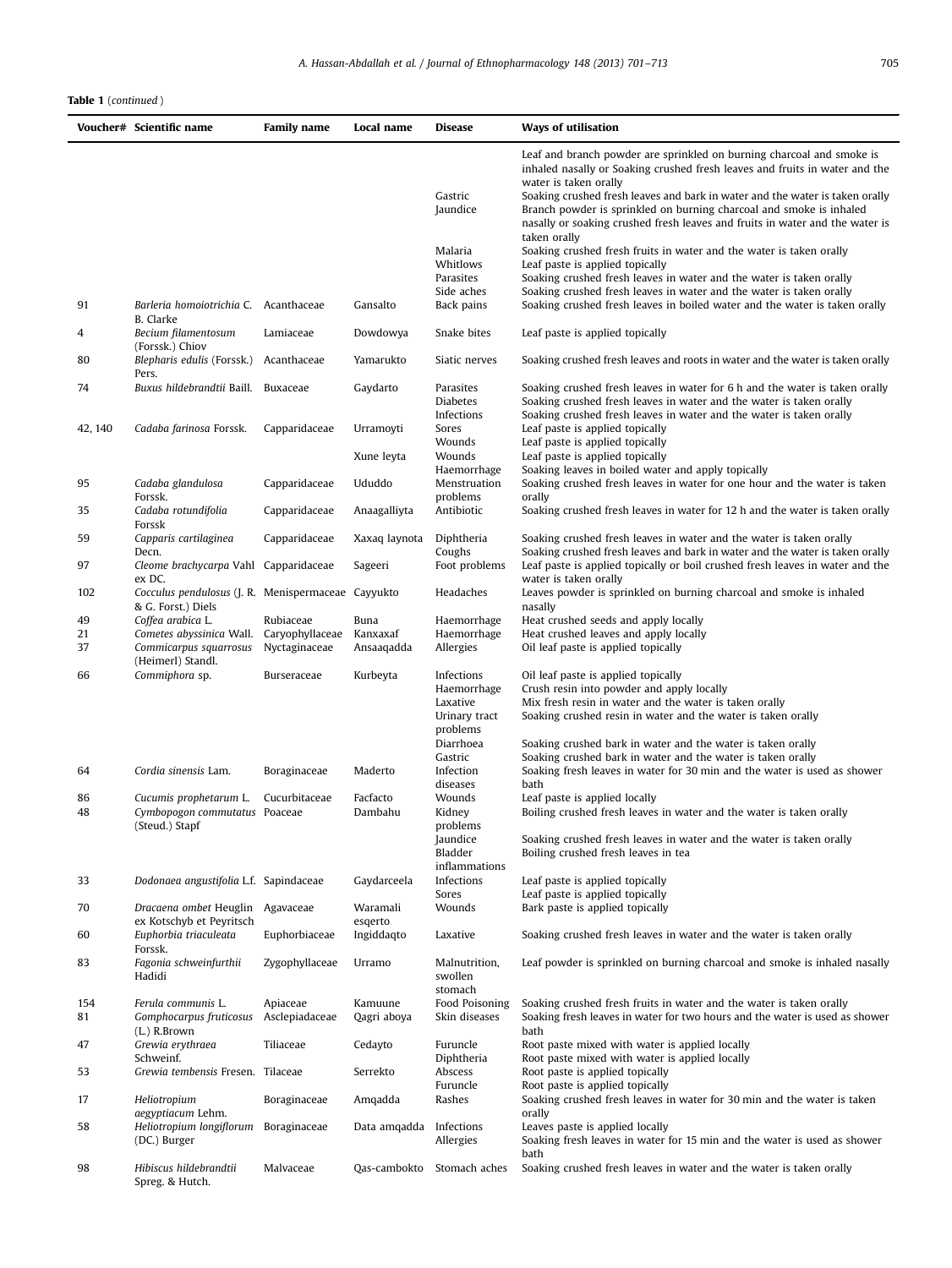**Table 1** (*continued*)

| Voucher# | Scientific name | Family name | Local name | Disease | Ways of utilisation |
|---|---|---|---|---|---|
| | | | | | Leaf and branch powder are sprinkled on burning charcoal and smoke is inhaled nasally or Soaking crushed fresh leaves and fruits in water and the water is taken orally |
| | | | | Gastric | Soaking crushed fresh leaves and bark in water and the water is taken orally |
| | | | | Jaundice | Branch powder is sprinkled on burning charcoal and smoke is inhaled nasally or soaking crushed fresh leaves and fruits in water and the water is taken orally |
| | | | | Malaria | Soaking crushed fresh fruits in water and the water is taken orally |
| | | | | Whitlows | Leaf paste is applied topically |
| | | | | Parasites | Soaking crushed fresh leaves in water and the water is taken orally |
| | | | | Side aches | Soaking crushed fresh leaves in water and the water is taken orally |
| 91 | *Barleria homoiotrichia* C. B. Clarke | Acanthaceae | Gansalto | Back pains | Soaking crushed fresh leaves in boiled water and the water is taken orally |
| 4 | *Becium filamentosum* (Forssk.) Chiov | Lamiaceae | Dowdowya | Snake bites | Leaf paste is applied topically |
| 80 | *Blepharis edulis* (Forssk.) Pers. | Acanthaceae | Yamarukto | Siatic nerves | Soaking crushed fresh leaves and roots in water and the water is taken orally |
| 74 | *Buxus hildebrandtii* Baill. | Buxaceae | Gaydarto | Parasites | Soaking crushed fresh leaves in water for 6 h and the water is taken orally |
| | | | | Diabetes | Soaking crushed fresh leaves in water and the water is taken orally |
| | | | | Infections | Soaking crushed fresh leaves in water and the water is taken orally |
| 42, 140 | *Cadaba farinosa* Forssk. | Capparidaceae | Urramoyti | Sores | Leaf paste is applied topically |
| | | | | Wounds | Leaf paste is applied topically |
| | | | Xune leyta | Wounds | Leaf paste is applied topically |
| | | | | Haemorrhage | Soaking leaves in boiled water and apply topically |
| 95 | *Cadaba glandulosa* Forssk. | Capparidaceae | Ududdo | Menstruation problems | Soaking crushed fresh leaves in water for one hour and the water is taken orally |
| 35 | *Cadaba rotundifolia* Forssk | Capparidaceae | Anaagalliyta | Antibiotic | Soaking crushed fresh leaves in water for 12 h and the water is taken orally |
| 59 | *Capparis cartilaginea* Decn. | Capparidaceae | Xaxaq laynota | Diphtheria | Soaking crushed fresh leaves in water and the water is taken orally |
| | | | | Coughs | Soaking crushed fresh leaves and bark in water and the water is taken orally |
| 97 | *Cleome brachycarpa* Vahl ex DC. | Capparidaceae | Sageeri | Foot problems | Leaf paste is applied topically or boil crushed fresh leaves in water and the water is taken orally |
| 102 | *Cocculus pendulosus* (J. R. & G. Forst.) Diels | Menispermaceae | Cayyukto | Headaches | Leaves powder is sprinkled on burning charcoal and smoke is inhaled nasally |
| 49 | *Coffea arabica* L. | Rubiaceae | Buna | Haemorrhage | Heat crushed seeds and apply locally |
| 21 | *Cometes abyssinica* Wall. | Caryophyllaceae | Kanxaxaf | Haemorrhage | Heat crushed leaves and apply locally |
| 37 | *Commicarpus squarrosus* (Heimerl) Standl. | Nyctaginaceae | Ansaaqadda | Allergies | Oil leaf paste is applied topically |
| 66 | *Commiphora* sp. | Burseraceae | Kurbeyta | Infections | Oil leaf paste is applied topically |
| | | | | Haemorrhage | Crush resin into powder and apply locally |
| | | | | Laxative | Mix fresh resin in water and the water is taken orally |
| | | | | Urinary tract problems | Soaking crushed resin in water and the water is taken orally |
| | | | | Diarrhoea | Soaking crushed bark in water and the water is taken orally |
| | | | | Gastric | Soaking crushed bark in water and the water is taken orally |
| 64 | *Cordia sinensis* Lam. | Boraginaceae | Maderto | Infection diseases | Soaking fresh leaves in water for 30 min and the water is used as shower bath |
| 86 | *Cucumis prophetarum* L. | Cucurbitaceae | Facfacto | Wounds | Leaf paste is applied locally |
| 48 | *Cymbopogon commutatus* (Steud.) Stapf | Poaceae | Dambahu | Kidney problems | Boiling crushed fresh leaves in water and the water is taken orally |
| | | | | Jaundice | Soaking crushed fresh leaves in water and the water is taken orally |
| | | | | Bladder inflammations | Boiling crushed fresh leaves in tea |
| 33 | *Dodonaea angustifolia* L.f. | Sapindaceae | Gaydarceela | Infections | Leaf paste is applied topically |
| | | | | Sores | Leaf paste is applied topically |
| 70 | *Dracaena ombet* Heuglin ex Kotschyb et Peyritsch | Agavaceae | Waramali esqerto | Wounds | Bark paste is applied topically |
| 60 | *Euphorbia triaculeata* Forssk. | Euphorbiaceae | Ingiddaqto | Laxative | Soaking crushed fresh leaves in water and the water is taken orally |
| 83 | *Fagonia schweinfurthii* Hadidi | Zygophyllaceae | Urramo | Malnutrition, swollen stomach | Leaf powder is sprinkled on burning charcoal and smoke is inhaled nasally |
| 154 | *Ferula communis* L. | Apiaceae | Kamuune | Food Poisoning | Soaking crushed fresh fruits in water and the water is taken orally |
| 81 | *Gomphocarpus fruticosus* (L.) R.Brown | Asclepiadaceae | Qagri aboya | Skin diseases | Soaking fresh leaves in water for two hours and the water is used as shower bath |
| 47 | *Grewia erythraea* Schweinf. | Tiliaceae | Cedayto | Furuncle | Root paste mixed with water is applied locally |
| | | | | Diphtheria | Root paste mixed with water is applied locally |
| 53 | *Grewia tembensis* Fresen. | Tilaceae | Serrekto | Abscess | Root paste is applied topically |
| | | | | Furuncle | Root paste is applied topically |
| 17 | *Heliotropium aegyptiacum* Lehm. | Boraginaceae | Amqadda | Rashes | Soaking crushed fresh leaves in water for 30 min and the water is taken orally |
| 58 | *Heliotropium longiflorum* (DC.) Burger | Boraginaceae | Data amqadda | Infections | Leaves paste is applied locally |
| | | | | Allergies | Soaking fresh leaves in water for 15 min and the water is used as shower bath |
| 98 | *Hibiscus hildebrandtii* Spreg. & Hutch. | Malvaceae | Qas-cambokto | Stomach aches | Soaking crushed fresh leaves in water and the water is taken orally |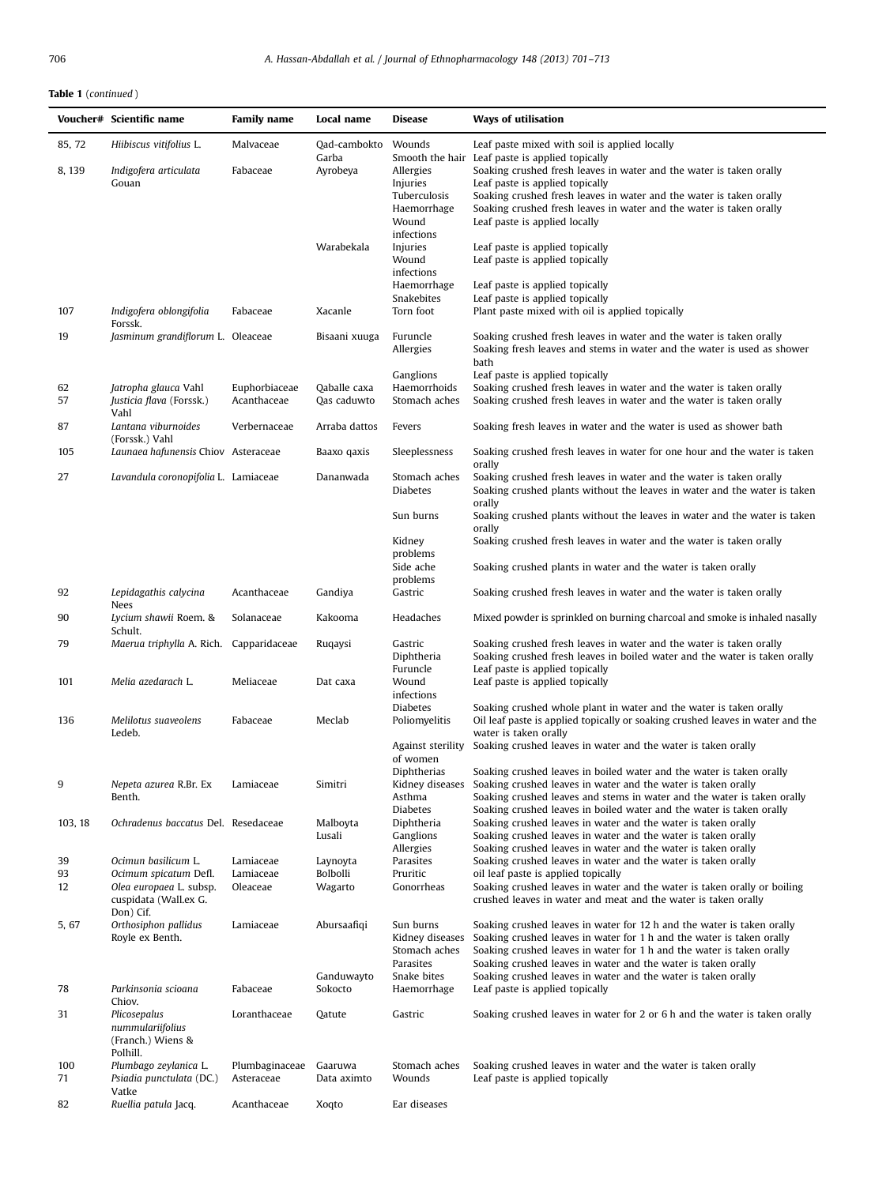**Table 1** (*continued*)

| Voucher# | Scientific name | Family name | Local name | Disease | Ways of utilisation |
|---|---|---|---|---|---|
| 85, 72 | *Hiibiscus vitifolius* L. | Malvaceae | Qad-cambokto Garba | Wounds | Leaf paste mixed with soil is applied locally |
| | | | | Smooth the hair | Leaf paste is applied topically |
| 8, 139 | *Indigofera articulata* Gouan | Fabaceae | Ayrobeya | Allergies | Soaking crushed fresh leaves in water and the water is taken orally |
| | | | | Injuries | Leaf paste is applied topically |
| | | | | Tuberculosis | Soaking crushed fresh leaves in water and the water is taken orally |
| | | | | Haemorrhage | Soaking crushed fresh leaves in water and the water is taken orally |
| | | | | Wound infections | Leaf paste is applied locally |
| | | | Warabekala | Injuries | Leaf paste is applied topically |
| | | | | Wound infections | Leaf paste is applied topically |
| | | | | Haemorrhage | Leaf paste is applied topically |
| | | | | Snakebites | Leaf paste is applied topically |
| 107 | *Indigofera oblongifolia* Forssk. | Fabaceae | Xacanle | Torn foot | Plant paste mixed with oil is applied topically |
| 19 | *Jasminum grandiflorum* L. | Oleaceae | Bisaani xuuga | Furuncle | Soaking crushed fresh leaves in water and the water is taken orally |
| | | | | Allergies | Soaking fresh leaves and stems in water and the water is used as shower bath |
| | | | | Ganglions | Leaf paste is applied topically |
| 62 | *Jatropha glauca* Vahl | Euphorbiaceae | Qaballe caxa | Haemorrhoids | Soaking crushed fresh leaves in water and the water is taken orally |
| 57 | *Justicia flava* (Forssk.) Vahl | Acanthaceae | Qas caduwto | Stomach aches | Soaking crushed fresh leaves in water and the water is taken orally |
| 87 | *Lantana viburnoides* (Forssk.) Vahl | Verbernaceae | Arraba dattos | Fevers | Soaking fresh leaves in water and the water is used as shower bath |
| 105 | *Launaea hafunensis* Chiov | Asteraceae | Baaxo qaxis | Sleeplessness | Soaking crushed fresh leaves in water for one hour and the water is taken orally |
| 27 | *Lavandula coronopifolia* L. | Lamiaceae | Dananwada | Stomach aches | Soaking crushed fresh leaves in water and the water is taken orally |
| | | | | Diabetes | Soaking crushed plants without the leaves in water and the water is taken orally |
| | | | | Sun burns | Soaking crushed plants without the leaves in water and the water is taken orally |
| | | | | Kidney problems | Soaking crushed fresh leaves in water and the water is taken orally |
| | | | | Side ache problems | Soaking crushed plants in water and the water is taken orally |
| 92 | *Lepidagathis calycina* Nees | Acanthaceae | Gandiya | Gastric | Soaking crushed fresh leaves in water and the water is taken orally |
| 90 | *Lycium shawii* Roem. & Schult. | Solanaceae | Kakooma | Headaches | Mixed powder is sprinkled on burning charcoal and smoke is inhaled nasally |
| 79 | *Maerua triphylla* A. Rich. | Capparidaceae | Ruqaysi | Gastric | Soaking crushed fresh leaves in water and the water is taken orally |
| | | | | Diphtheria | Soaking crushed fresh leaves in boiled water and the water is taken orally |
| | | | | Furuncle | Leaf paste is applied topically |
| 101 | *Melia azedarach* L. | Meliaceae | Dat caxa | Wound infections | Leaf paste is applied topically |
| | | | | Diabetes | Soaking crushed whole plant in water and the water is taken orally |
| 136 | *Melilotus suaveolens* Ledeb. | Fabaceae | Meclab | Poliomyelitis | Oil leaf paste is applied topically or soaking crushed leaves in water and the water is taken orally |
| | | | | Against sterility of women | Soaking crushed leaves in water and the water is taken orally |
| | | | | Diphtherias | Soaking crushed leaves in boiled water and the water is taken orally |
| 9 | *Nepeta azurea* R.Br. Ex Benth. | Lamiaceae | Simitri | Kidney diseases | Soaking crushed leaves in water and the water is taken orally |
| | | | | Asthma | Soaking crushed leaves and stems in water and the water is taken orally |
| | | | | Diabetes | Soaking crushed leaves in boiled water and the water is taken orally |
| 103, 18 | *Ochradenus baccatus* Del. | Resedaceae | Malboyta | Diphtheria | Soaking crushed leaves in water and the water is taken orally |
| | | | Lusali | Ganglions | Soaking crushed leaves in water and the water is taken orally |
| | | | | Allergies | Soaking crushed leaves in water and the water is taken orally |
| 39 | *Ocimun basilicum* L. | Lamiaceae | Laynoyta | Parasites | Soaking crushed leaves in water and the water is taken orally |
| 93 | *Ocimum spicatum* Defl. | Lamiaceae | Bolbolli | Pruritic | oil leaf paste is applied topically |
| 12 | *Olea europaea* L. subsp. cuspidata (Wall.ex G. Don) Cif. | Oleaceae | Wagarto | Gonorrheas | Soaking crushed leaves in water and the water is taken orally or boiling crushed leaves in water and meat and the water is taken orally |
| 5, 67 | *Orthosiphon pallidus* Royle ex Benth. | Lamiaceae | Abursaafiqi | Sun burns | Soaking crushed leaves in water for 12 h and the water is taken orally |
| | | | | Kidney diseases | Soaking crushed leaves in water for 1 h and the water is taken orally |
| | | | | Stomach aches | Soaking crushed leaves in water for 1 h and the water is taken orally |
| | | | | Parasites | Soaking crushed leaves in water and the water is taken orally |
| | | | Ganduwayto | Snake bites | Soaking crushed leaves in water and the water is taken orally |
| 78 | *Parkinsonia scioana* Chiov. | Fabaceae | Sokocto | Haemorrhage | Leaf paste is applied topically |
| 31 | *Plicosepalus nummulariifolius* (Franch.) Wiens & Polhill. | Loranthaceae | Qatute | Gastric | Soaking crushed leaves in water for 2 or 6 h and the water is taken orally |
| 100 | *Plumbago zeylanica* L. | Plumbaginaceae | Gaaruwa | Stomach aches | Soaking crushed leaves in water and the water is taken orally |
| 71 | *Psiadia punctulata* (DC.) Vatke | Asteraceae | Data aximto | Wounds | Leaf paste is applied topically |
| 82 | *Ruellia patula* Jacq. | Acanthaceae | Xoqto | Ear diseases | |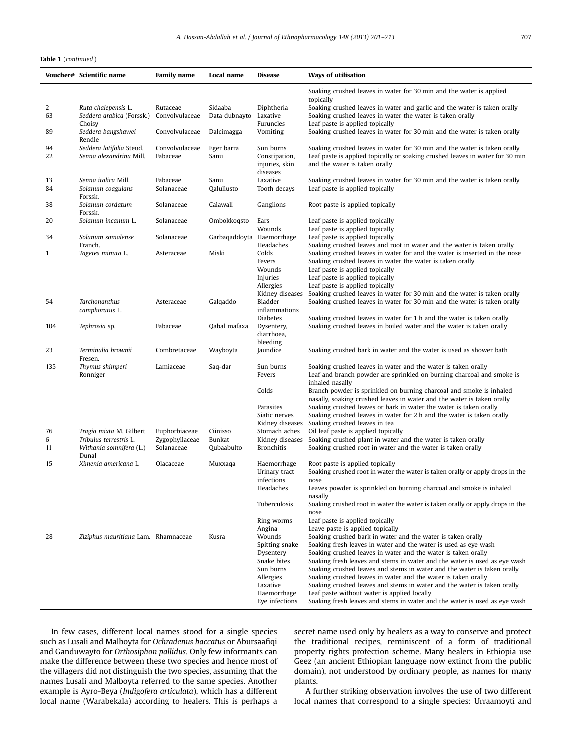**Table 1** (*continued*)

| Voucher# | Scientific name | Family name | Local name | Disease | Ways of utilisation |
|---|---|---|---|---|---|
| | | | | | Soaking crushed leaves in water for 30 min and the water is applied topically |
| 2 | *Ruta chalepensis* L. | Rutaceae | Sidaaba | Diphtheria | Soaking crushed leaves in water and garlic and the water is taken orally |
| 63 | *Seddera arabica* (Forssk.) Choisy | Convolvulaceae | Data dubnayto | Laxative | Soaking crushed leaves in water the water is taken orally |
| | | | | Furuncles | Leaf paste is applied topically |
| 89 | *Seddera bangshawei* Rendle | Convolvulaceae | Dalcimagga | Vomiting | Soaking crushed leaves in water for 30 min and the water is taken orally |
| 94 | *Seddera latifolia* Steud. | Convolvulaceae | Eger barra | Sun burns | Soaking crushed leaves in water for 30 min and the water is taken orally |
| 22 | *Senna alexandrina* Mill. | Fabaceae | Sanu | Constipation, injuries, skin diseases | Leaf paste is applied topically or soaking crushed leaves in water for 30 min and the water is taken orally |
| 13 | *Senna italica* Mill. | Fabaceae | Sanu | Laxative | Soaking crushed leaves in water for 30 min and the water is taken orally |
| 84 | *Solanum coagulans* Forssk. | Solanaceae | Qalullusto | Tooth decays | Leaf paste is applied topically |
| 38 | *Solanum cordatum* Forssk. | Solanaceae | Calawali | Ganglions | Root paste is applied topically |
| 20 | *Solanum incanum* L. | Solanaceae | Ombokkoqsto | Ears | Leaf paste is applied topically |
| | | | | Wounds | Leaf paste is applied topically |
| 34 | *Solanum somalense* Franch. | Solanaceae | Garbaqaddoyta | Haemorrhage | Leaf paste is applied topically |
| | | | | Headaches | Soaking crushed leaves and root in water and the water is taken orally |
| 1 | *Tagetes minuta* L. | Asteraceae | Miski | Colds | Soaking crushed leaves in water for and the water is inserted in the nose |
| | | | | Fevers | Soaking crushed leaves in water the water is taken orally |
| | | | | Wounds | Leaf paste is applied topically |
| | | | | Injuries | Leaf paste is applied topically |
| | | | | Allergies | Leaf paste is applied topically |
| | | | | Kidney diseases | Soaking crushed leaves in water for 30 min and the water is taken orally |
| 54 | *Tarchonanthus camphoratus* L. | Asteraceae | Galqaddo | Bladder inflammations | Soaking crushed leaves in water for 30 min and the water is taken orally |
| | | | | Diabetes | Soaking crushed leaves in water for 1 h and the water is taken orally |
| 104 | *Tephrosia* sp. | Fabaceae | Qabal mafaxa | Dysentery, diarrhoea, bleeding | Soaking crushed leaves in boiled water and the water is taken orally |
| 23 | *Terminalia brownii* Fresen. | Combretaceae | Wayboyta | Jaundice | Soaking crushed bark in water and the water is used as shower bath |
| 135 | *Thymus shimperi* Ronniger | Lamiaceae | Saq-dar | Sun burns | Soaking crushed leaves in water and the water is taken orally |
| | | | | Fevers | Leaf and branch powder are sprinkled on burning charcoal and smoke is inhaled nasally |
| | | | | Colds | Branch powder is sprinkled on burning charcoal and smoke is inhaled nasally, soaking crushed leaves in water and the water is taken orally |
| | | | | Parasites | Soaking crushed leaves or bark in water the water is taken orally |
| | | | | Siatic nerves | Soaking crushed leaves in water for 2 h and the water is taken orally |
| | | | | Kidney diseases | Soaking crushed leaves in tea |
| 76 | *Tragia mixta* M. Gilbert | Euphorbiaceae | Ciinisso | Stomach aches | Oil leaf paste is applied topically |
| 6 | *Tribulus terrestris* L. | Zygophyllaceae | Bunkat | Kidney diseases | Soaking crushed plant in water and the water is taken orally |
| 11 | *Withania somnifera* (L.) Dunal | Solanaceae | Qubaabulto | Bronchitis | Soaking crushed root in water and the water is taken orally |
| 15 | *Ximenia americana* L. | Olacaceae | Muxxaqa | Haemorrhage | Root paste is applied topically |
| | | | | Urinary tract infections | Soaking crushed root in water the water is taken orally or apply drops in the nose |
| | | | | Headaches | Leaves powder is sprinkled on burning charcoal and smoke is inhaled nasally |
| | | | | Tuberculosis | Soaking crushed root in water the water is taken orally or apply drops in the nose |
| | | | | Ring worms | Leaf paste is applied topically |
| | | | | Angina | Leave paste is applied topically |
| 28 | *Ziziphus mauritiana* Lam. | Rhamnaceae | Kusra | Wounds | Soaking crushed bark in water and the water is taken orally |
| | | | | Spitting snake | Soaking fresh leaves in water and the water is used as eye wash |
| | | | | Dysentery | Soaking crushed leaves in water and the water is taken orally |
| | | | | Snake bites | Soaking fresh leaves and stems in water and the water is used as eye wash |
| | | | | Sun burns | Soaking crushed leaves and stems in water and the water is taken orally |
| | | | | Allergies | Soaking crushed leaves in water and the water is taken orally |
| | | | | Laxative | Soaking crushed leaves and stems in water and the water is taken orally |
| | | | | Haemorrhage | Leaf paste without water is applied locally |
| | | | | Eye infections | Soaking fresh leaves and stems in water and the water is used as eye wash |

In few cases, different local names stood for a single species such as Lusali and Malboyta for *Ochradenus baccatus* or Abursaafiqi and Ganduwayto for *Orthosiphon pallidus*. Only few informants can make the difference between these two species and hence most of the villagers did not distinguish the two species, assuming that the names Lusali and Malboyta referred to the same species. Another example is Ayro-Beya (*Indigofera articulata*), which has a different local name (Warabekala) according to healers. This is perhaps a secret name used only by healers as a way to conserve and protect the traditional recipes, reminiscent of a form of traditional property rights protection scheme. Many healers in Ethiopia use Geez (an ancient Ethiopian language now extinct from the public domain), not understood by ordinary people, as names for many plants.

A further striking observation involves the use of two different local names that correspond to a single species: Urraamoyti and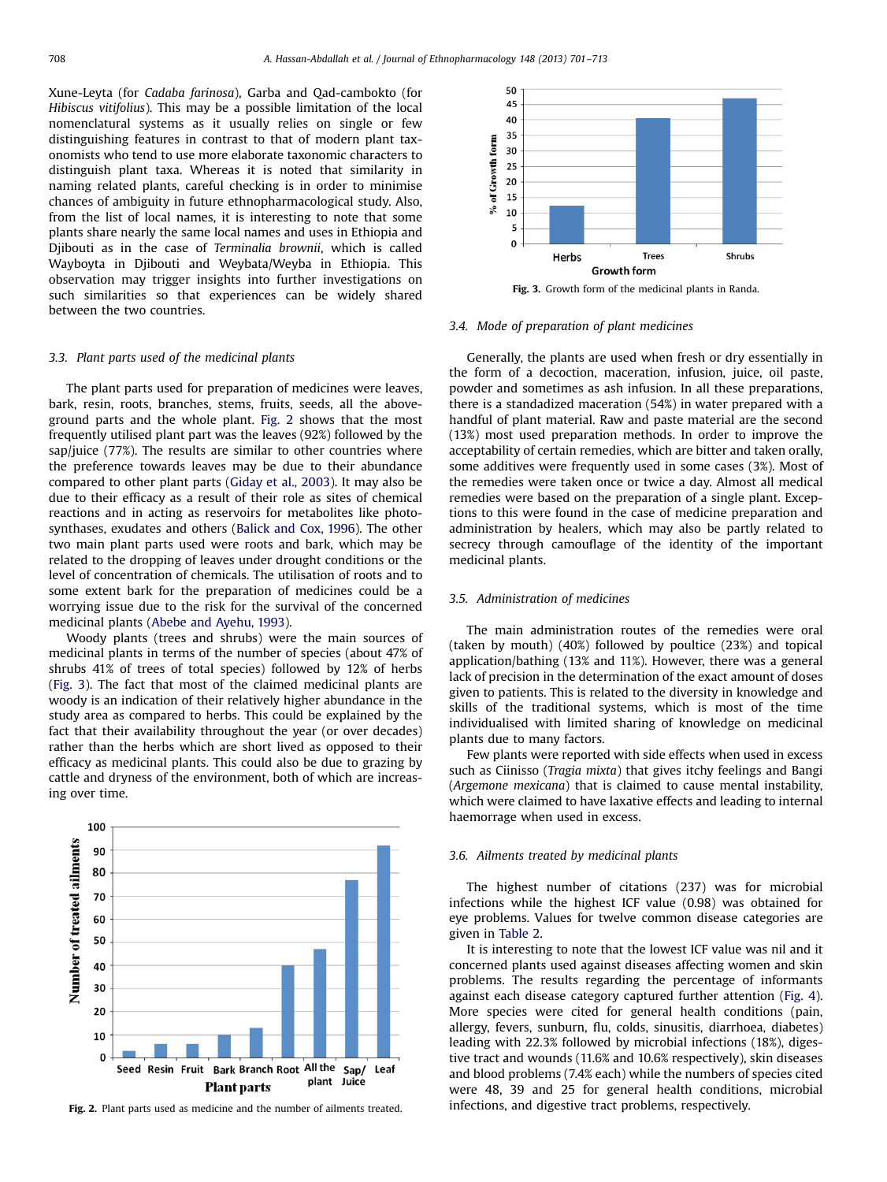Xune-Leyta (for *Cadaba farinosa*), Garba and Qad-cambokto (for *Hibiscus vitifolius*). This may be a possible limitation of the local nomenclatural systems as it usually relies on single or few distinguishing features in contrast to that of modern plant taxonomists who tend to use more elaborate taxonomic characters to distinguish plant taxa. Whereas it is noted that similarity in naming related plants, careful checking is in order to minimise chances of ambiguity in future ethnopharmacological study. Also, from the list of local names, it is interesting to note that some plants share nearly the same local names and uses in Ethiopia and Djibouti as in the case of *Terminalia brownii*, which is called Wayboyta in Djibouti and Weybata/Weyba in Ethiopia. This observation may trigger insights into further investigations on such similarities so that experiences can be widely shared between the two countries.

### 3.3. Plant parts used of the medicinal plants

The plant parts used for preparation of medicines were leaves, bark, resin, roots, branches, stems, fruits, seeds, all the above-ground parts and the whole plant. Fig. 2 shows that the most frequently utilised plant part was the leaves (92%) followed by the sap/juice (77%). The results are similar to other countries where the preference towards leaves may be due to their abundance compared to other plant parts (Giday et al., 2003). It may also be due to their efficacy as a result of their role as sites of chemical reactions and in acting as reservoirs for metabolites like photosynthases, exudates and others (Balick and Cox, 1996). The other two main plant parts used were roots and bark, which may be related to the dropping of leaves under drought conditions or the level of concentration of chemicals. The utilisation of roots and to some extent bark for the preparation of medicines could be a worrying issue due to the risk for the survival of the concerned medicinal plants (Abebe and Ayehu, 1993).

Woody plants (trees and shrubs) were the main sources of medicinal plants in terms of the number of species (about 47% of shrubs 41% of trees of total species) followed by 12% of herbs (Fig. 3). The fact that most of the claimed medicinal plants are woody is an indication of their relatively higher abundance in the study area as compared to herbs. This could be explained by the fact that their availability throughout the year (or over decades) rather than the herbs which are short lived as opposed to their efficacy as medicinal plants. This could also be due to grazing by cattle and dryness of the environment, both of which are increasing over time.

Fig. 2. Plant parts used as medicine and the number of ailments treated.

Fig. 3. Growth form of the medicinal plants in Randa.

### 3.4. Mode of preparation of plant medicines

Generally, the plants are used when fresh or dry essentially in the form of a decoction, maceration, infusion, juice, oil paste, powder and sometimes as ash infusion. In all these preparations, there is a standadized maceration (54%) in water prepared with a handful of plant material. Raw and paste material are the second (13%) most used preparation methods. In order to improve the acceptability of certain remedies, which are bitter and taken orally, some additives were frequently used in some cases (3%). Most of the remedies were taken once or twice a day. Almost all medical remedies were based on the preparation of a single plant. Exceptions to this were found in the case of medicine preparation and administration by healers, which may also be partly related to secrecy through camouflage of the identity of the important medicinal plants.

### 3.5. Administration of medicines

The main administration routes of the remedies were oral (taken by mouth) (40%) followed by poultice (23%) and topical application/bathing (13% and 11%). However, there was a general lack of precision in the determination of the exact amount of doses given to patients. This is related to the diversity in knowledge and skills of the traditional systems, which is most of the time individualised with limited sharing of knowledge on medicinal plants due to many factors.

Few plants were reported with side effects when used in excess such as Ciinisso (*Tragia mixta*) that gives itchy feelings and Bangi (*Argemone mexicana*) that is claimed to cause mental instability, which were claimed to have laxative effects and leading to internal haemorrage when used in excess.

### 3.6. Ailments treated by medicinal plants

The highest number of citations (237) was for microbial infections while the highest ICF value (0.98) was obtained for eye problems. Values for twelve common disease categories are given in Table 2.

It is interesting to note that the lowest ICF value was nil and it concerned plants used against diseases affecting women and skin problems. The results regarding the percentage of informants against each disease category captured further attention (Fig. 4). More species were cited for general health conditions (pain, allergy, fevers, sunburn, flu, colds, sinusitis, diarrhoea, diabetes) leading with 22.3% followed by microbial infections (18%), digestive tract and wounds (11.6% and 10.6% respectively), skin diseases and blood problems (7.4% each) while the numbers of species cited were 48, 39 and 25 for general health conditions, microbial infections, and digestive tract problems, respectively.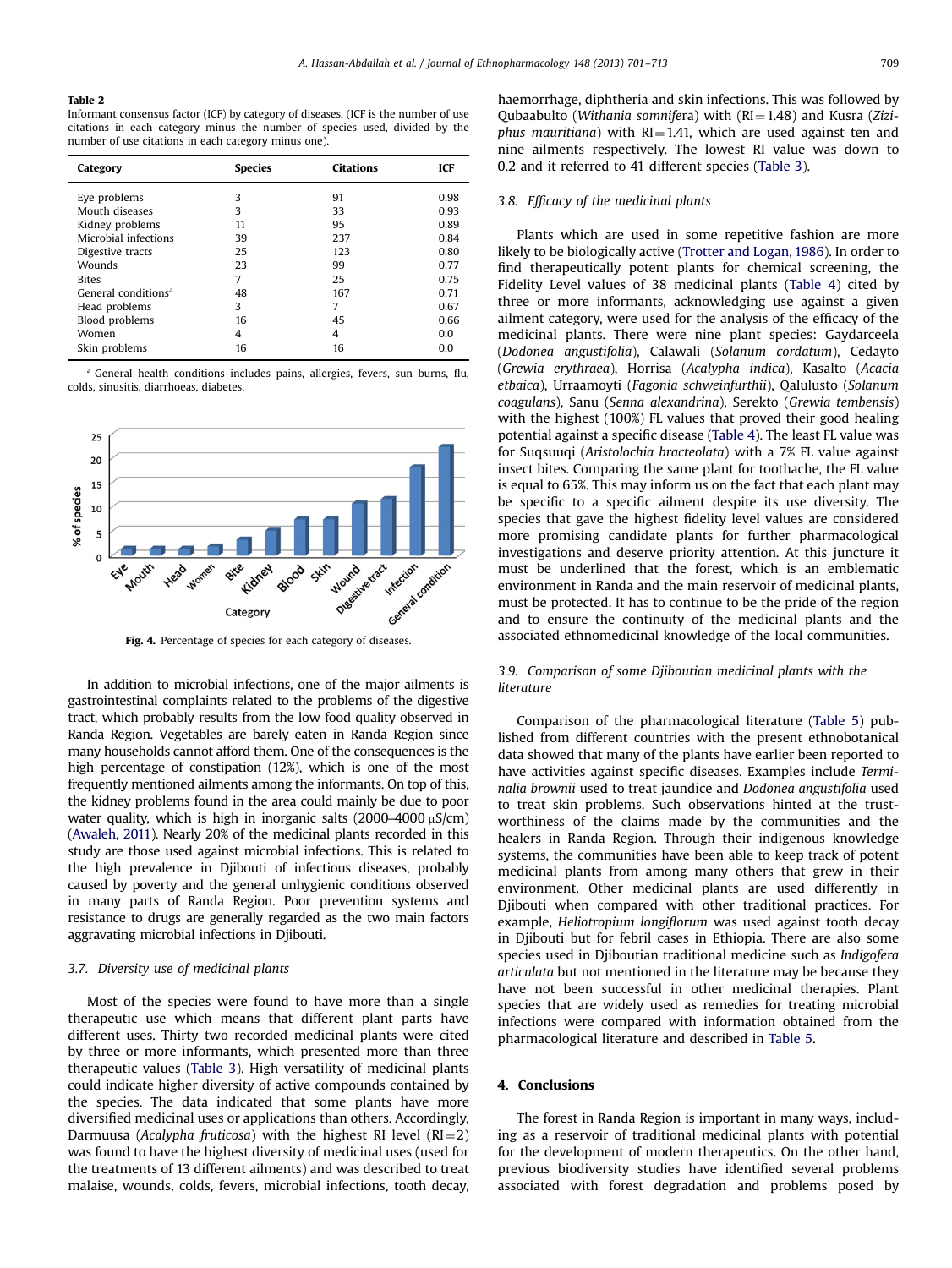**Table 2**
Informant consensus factor (ICF) by category of diseases. (ICF is the number of use citations in each category minus the number of species used, divided by the number of use citations in each category minus one).

| Category | Species | Citations | ICF |
|---|---|---|---|
| Eye problems | 3 | 91 | 0.98 |
| Mouth diseases | 3 | 33 | 0.93 |
| Kidney problems | 11 | 95 | 0.89 |
| Microbial infections | 39 | 237 | 0.84 |
| Digestive tracts | 25 | 123 | 0.80 |
| Wounds | 23 | 99 | 0.77 |
| Bites | 7 | 25 | 0.75 |
| General conditions[a] | 48 | 167 | 0.71 |
| Head problems | 3 | 7 | 0.67 |
| Blood problems | 16 | 45 | 0.66 |
| Women | 4 | 4 | 0.0 |
| Skin problems | 16 | 16 | 0.0 |

[a] General health conditions includes pains, allergies, fevers, sun burns, flu, colds, sinusitis, diarrhoeas, diabetes.

**Fig. 4.** Percentage of species for each category of diseases.

In addition to microbial infections, one of the major ailments is gastrointestinal complaints related to the problems of the digestive tract, which probably results from the low food quality observed in Randa Region. Vegetables are barely eaten in Randa Region since many households cannot afford them. One of the consequences is the high percentage of constipation (12%), which is one of the most frequently mentioned ailments among the informants. On top of this, the kidney problems found in the area could mainly be due to poor water quality, which is high in inorganic salts (2000–4000 μS/cm) (Awaleh, 2011). Nearly 20% of the medicinal plants recorded in this study are those used against microbial infections. This is related to the high prevalence in Djibouti of infectious diseases, probably caused by poverty and the general unhygienic conditions observed in many parts of Randa Region. Poor prevention systems and resistance to drugs are generally regarded as the two main factors aggravating microbial infections in Djibouti.

### 3.7. Diversity use of medicinal plants

Most of the species were found to have more than a single therapeutic use which means that different plant parts have different uses. Thirty two recorded medicinal plants were cited by three or more informants, which presented more than three therapeutic values (Table 3). High versatility of medicinal plants could indicate higher diversity of active compounds contained by the species. The data indicated that some plants have more diversified medicinal uses or applications than others. Accordingly, Darmuusa (*Acalypha fruticosa*) with the highest RI level (RI = 2) was found to have the highest diversity of medicinal uses (used for the treatments of 13 different ailments) and was described to treat malaise, wounds, colds, fevers, microbial infections, tooth decay, haemorrhage, diphtheria and skin infections. This was followed by Qubaabulto (*Withania somnifera*) with (RI = 1.48) and Kusra (*Ziziphus mauritiana*) with RI = 1.41, which are used against ten and nine ailments respectively. The lowest RI value was down to 0.2 and it referred to 41 different species (Table 3).

### 3.8. Efficacy of the medicinal plants

Plants which are used in some repetitive fashion are more likely to be biologically active (Trotter and Logan, 1986). In order to find therapeutically potent plants for chemical screening, the Fidelity Level values of 38 medicinal plants (Table 4) cited by three or more informants, acknowledging use against a given ailment category, were used for the analysis of the efficacy of the medicinal plants. There were nine plant species: Gaydarceela (*Dodonea angustifolia*), Calawali (*Solanum cordatum*), Cedayto (*Grewia erythraea*), Horrisa (*Acalypha indica*), Kasalto (*Acacia etbaica*), Urraamoyti (*Fagonia schweinfurthii*), Qalulusto (*Solanum coagulans*), Sanu (*Senna alexandrina*), Serekto (*Grewia tembensis*) with the highest (100%) FL values that proved their good healing potential against a specific disease (Table 4). The least FL value was for Suqsuuqi (*Aristolochia bracteolata*) with a 7% FL value against insect bites. Comparing the same plant for toothache, the FL value is equal to 65%. This may inform us on the fact that each plant may be specific to a specific ailment despite its use diversity. The species that gave the highest fidelity level values are considered more promising candidate plants for further pharmacological investigations and deserve priority attention. At this juncture it must be underlined that the forest, which is an emblematic environment in Randa and the main reservoir of medicinal plants, must be protected. It has to continue to be the pride of the region and to ensure the continuity of the medicinal plants and the associated ethnomedicinal knowledge of the local communities.

### 3.9. Comparison of some Djiboutian medicinal plants with the literature

Comparison of the pharmacological literature (Table 5) published from different countries with the present ethnobotanical data showed that many of the plants have earlier been reported to have activities against specific diseases. Examples include *Terminalia brownii* used to treat jaundice and *Dodonea angustifolia* used to treat skin problems. Such observations hinted at the trustworthiness of the claims made by the communities and the healers in Randa Region. Through their indigenous knowledge systems, the communities have been able to keep track of potent medicinal plants from among many others that grew in their environment. Other medicinal plants are used differently in Djibouti when compared with other traditional practices. For example, *Heliotropium longiflorum* was used against tooth decay in Djibouti but for febril cases in Ethiopia. There are also some species used in Djiboutian traditional medicine such as *Indigofera articulata* but not mentioned in the literature may be because they have not been successful in other medicinal therapies. Plant species that are widely used as remedies for treating microbial infections were compared with information obtained from the pharmacological literature and described in Table 5.

## 4. Conclusions

The forest in Randa Region is important in many ways, including as a reservoir of traditional medicinal plants with potential for the development of modern therapeutics. On the other hand, previous biodiversity studies have identified several problems associated with forest degradation and problems posed by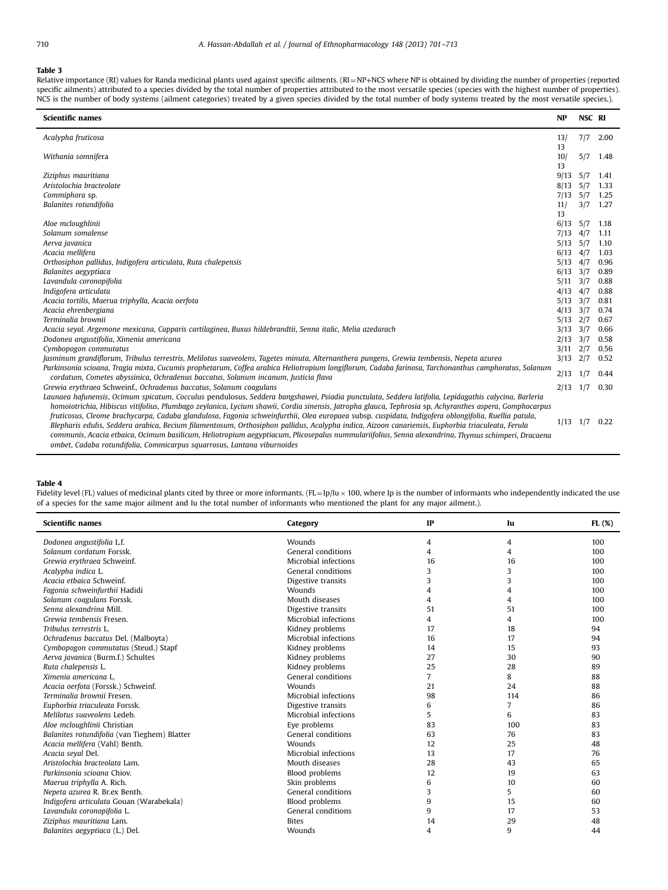**Table 3**

Relative importance (RI) values for Randa medicinal plants used against specific ailments. (RI=NP+NCS where NP is obtained by dividing the number of properties (reported specific ailments) attributed to a species divided by the total number of properties attributed to the most versatile species (species with the highest number of properties). NCS is the number of body systems (ailment categories) treated by a given species divided by the total number of body systems treated by the most versatile species.).

| Scientific names | NP | NSC | RI |
|---|---|---|---|
| *Acalypha fruticosa* | 13/13 | 7/7 | 2.00 |
| *Withania somnifera* | 10/13 | 5/7 | 1.48 |
| *Ziziphus mauritiana* | 9/13 | 5/7 | 1.41 |
| *Aristolochia bracteolate* | 8/13 | 5/7 | 1.33 |
| *Commiphora* sp. | 7/13 | 5/7 | 1.25 |
| *Balanites rotundifolia* | 11/13 | 3/7 | 1.27 |
| *Aloe mcloughlinii* | 6/13 | 5/7 | 1.18 |
| *Solanum somalense* | 7/13 | 4/7 | 1.11 |
| *Aerva javanica* | 5/13 | 5/7 | 1.10 |
| *Acacia mellifera* | 6/13 | 4/7 | 1.03 |
| *Orthosiphon pallidus, Indigofera articulata, Ruta chalepensis* | 5/13 | 4/7 | 0.96 |
| *Balanites aegyptiaca* | 6/13 | 3/7 | 0.89 |
| *Lavandula coronopifolia* | 5/11 | 3/7 | 0.88 |
| *Indigofera articulata* | 4/13 | 4/7 | 0.88 |
| *Acacia tortilis, Maerua triphylla, Acacia oerfota* | 5/13 | 3/7 | 0.81 |
| *Acacia ehrenbergiana* | 4/13 | 3/7 | 0.74 |
| *Terminalia brownii* | 5/13 | 2/7 | 0.67 |
| *Acacia seyal. Argemone mexicana, Capparis cartilaginea, Buxus hildebrandtii, Senna italic, Melia azedarach* | 3/13 | 3/7 | 0.66 |
| *Dodonea angustifolia, Ximenia americana* | 2/13 | 3/7 | 0.58 |
| *Cymbopogon commutatus* | 3/11 | 2/7 | 0.56 |
| *Jasminum grandiflorum, Tribulus terrestris, Melilotus suaveolens, Tagetes minuta, Alternanthera pungens, Grewia tembensis, Nepeta azurea* | 3/13 | 2/7 | 0.52 |
| *Parkinsonia scioana, Tragia mixta, Cucumis prophetarum, Coffea arabica Heliotropium longiflorum, Cadaba farinosa, Tarchonanthus camphoratus, Solanum cordatum, Cometes abyssinica, Ochradenus baccatus, Solanum incanum, Justicia flava* | 2/13 | 1/7 | 0.44 |
| *Grewia erythraea* Schweinf.*, Ochradenus baccatus, Solanum coagulans* | 2/13 | 1/7 | 0.30 |
| *Launaea hafunensis, Ocimum spicatum, Cocculus pendulosus, Seddera bangshawei, Psiadia punctulata, Seddera latifolia, Lepidagathis calycina, Barleria homoiotrichia, Hibiscus vitifolius, Plumbago zeylanica, Lycium shawii, Cordia sinensis, Jatropha glauca, Tephrosia sp, Achyranthes aspera, Gomphocarpus fruticosus, Cleome brachycarpa, Cadaba glandulosa, Fagonia schweinfurthii, Olea europaea subsp. cuspidata, Indigofera oblongifolia, Ruellia patula, Blepharis edulis, Seddera arabica, Becium filamentosum, Orthosiphon pallidus, Acalypha indica, Aizoon canariensis, Euphorbia triaculeata, Ferula communis, Acacia etbaica, Ocimum basilicum, Heliotropium aegyptiacum, Plicosepalus nummulariifolius, Senna alexandrina, Thymus schimperi, Dracaena ombet, Cadaba rotundifolia, Commicarpus squarrosus, Lantana viburnoides* | 1/13 | 1/7 | 0.22 |

**Table 4**

Fidelity level (FL) values of medicinal plants cited by three or more informants. (FL=Ip/Iu × 100, where Ip is the number of informants who independently indicated the use of a species for the same major ailment and Iu the total number of informants who mentioned the plant for any major ailment.).

| Scientific names | Category | IP | Iu | FL (%) |
|---|---|---|---|---|
| *Dodonea angustifolia* L.f. | Wounds | 4 | 4 | 100 |
| *Solanum cordatum* Forssk. | General conditions | 4 | 4 | 100 |
| *Grewia erythraea* Schweinf. | Microbial infections | 16 | 16 | 100 |
| *Acalypha indica* L. | General conditions | 3 | 3 | 100 |
| *Acacia etbaica* Schweinf. | Digestive transits | 3 | 3 | 100 |
| *Fagonia schweinfurthii* Hadidi | Wounds | 4 | 4 | 100 |
| *Solanum coagulans* Forssk. | Mouth diseases | 4 | 4 | 100 |
| *Senna alexandrina* Mill. | Digestive transits | 51 | 51 | 100 |
| *Grewia tembensis* Fresen. | Microbial infections | 4 | 4 | 100 |
| *Tribulus terrestris* L. | Kidney problems | 17 | 18 | 94 |
| *Ochradenus baccatus* Del. (Malboyta) | Microbial infections | 16 | 17 | 94 |
| *Cymbopogon commutatus* (Steud.) Stapf | Kidney problems | 14 | 15 | 93 |
| *Aerva javanica* (Burm.f.) Schultes | Kidney problems | 27 | 30 | 90 |
| *Ruta chalepensis* L. | Kidney problems | 25 | 28 | 89 |
| *Ximenia americana* L. | General conditions | 7 | 8 | 88 |
| *Acacia oerfota* (Forssk.) Schweinf. | Wounds | 21 | 24 | 88 |
| *Terminalia brownii* Fresen. | Microbial infections | 98 | 114 | 86 |
| *Euphorbia triaculeata* Forssk. | Digestive transits | 6 | 7 | 86 |
| *Melilotus suaveolens* Ledeb. | Microbial infections | 5 | 6 | 83 |
| *Aloe mcloughlinii* Christian | Eye problems | 83 | 100 | 83 |
| *Balanites rotundifolia* (van Tieghem) Blatter | General conditions | 63 | 76 | 83 |
| *Acacia mellifera* (Vahl) Benth. | Wounds | 12 | 25 | 48 |
| *Acacia seyal* Del. | Microbial infections | 13 | 17 | 76 |
| *Aristolochia bracteolata* Lam. | Mouth diseases | 28 | 43 | 65 |
| *Parkinsonia scioana* Chiov. | Blood problems | 12 | 19 | 63 |
| *Maerua triphylla* A. Rich. | Skin problems | 6 | 10 | 60 |
| *Nepeta azurea* R. Br.ex Benth. | General conditions | 3 | 5 | 60 |
| *Indigofera articulata* Gouan (Warabekala) | Blood problems | 9 | 15 | 60 |
| *Lavandula coronopifolia* L. | General conditions | 9 | 17 | 53 |
| *Ziziphus mauritiana* Lam. | Bites | 14 | 29 | 48 |
| *Balanites aegyptiaca* (L.) Del. | Wounds | 4 | 9 | 44 |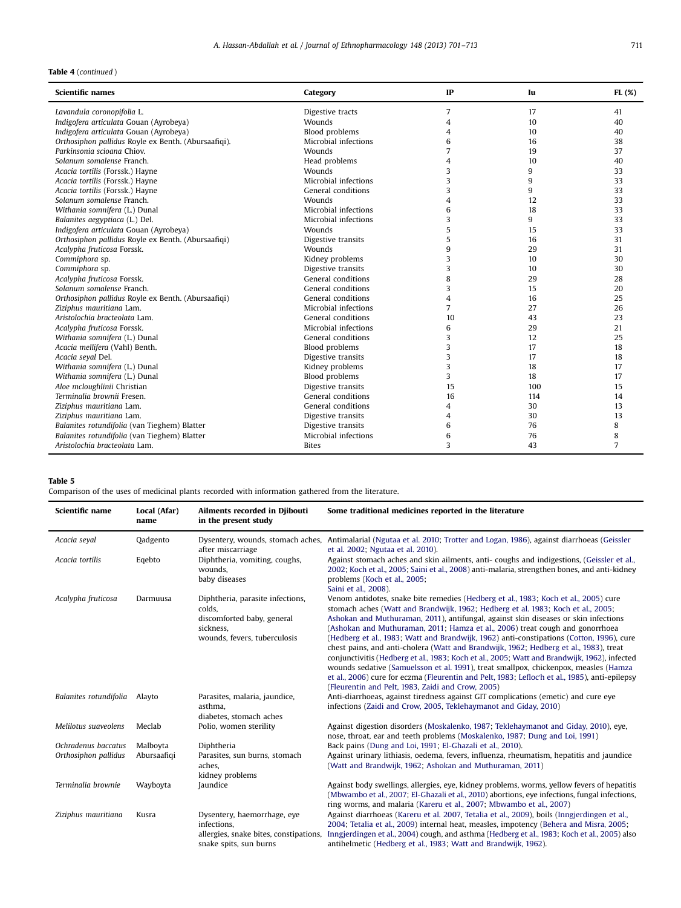**Table 4** (*continued*)

| Scientific names | Category | IP | Iu | FL (%) |
|---|---|---|---|---|
| *Lavandula coronopifolia* L. | Digestive tracts | 7 | 17 | 41 |
| *Indigofera articulata* Gouan (Ayrobeya) | Wounds | 4 | 10 | 40 |
| *Indigofera articulata* Gouan (Ayrobeya) | Blood problems | 4 | 10 | 40 |
| *Orthosiphon pallidus* Royle ex Benth. (Abursaafiqi). | Microbial infections | 6 | 16 | 38 |
| *Parkinsonia scioana* Chiov. | Wounds | 7 | 19 | 37 |
| *Solanum somalense* Franch. | Head problems | 4 | 10 | 40 |
| *Acacia tortilis* (Forssk.) Hayne | Wounds | 3 | 9 | 33 |
| *Acacia tortilis* (Forssk.) Hayne | Microbial infections | 3 | 9 | 33 |
| *Acacia tortilis* (Forssk.) Hayne | General conditions | 3 | 9 | 33 |
| *Solanum somalense* Franch. | Wounds | 4 | 12 | 33 |
| *Withania somnifera* (L.) Dunal | Microbial infections | 6 | 18 | 33 |
| *Balanites aegyptiaca* (L.) Del. | Microbial infections | 3 | 9 | 33 |
| *Indigofera articulata* Gouan (Ayrobeya) | Wounds | 5 | 15 | 33 |
| *Orthosiphon pallidus* Royle ex Benth. (Abursaafiqi) | Digestive transits | 5 | 16 | 31 |
| *Acalypha fruticosa* Forssk. | Wounds | 9 | 29 | 31 |
| *Commiphora* sp. | Kidney problems | 3 | 10 | 30 |
| *Commiphora* sp. | Digestive transits | 3 | 10 | 30 |
| *Acalypha fruticosa* Forssk. | General conditions | 8 | 29 | 28 |
| *Solanum somalense* Franch. | General conditions | 3 | 15 | 20 |
| *Orthosiphon pallidus* Royle ex Benth. (Abursaafiqi) | General conditions | 4 | 16 | 25 |
| *Ziziphus mauritiana* Lam. | Microbial infections | 7 | 27 | 26 |
| *Aristolochia bracteolata* Lam. | General conditions | 10 | 43 | 23 |
| *Acalypha fruticosa* Forssk. | Microbial infections | 6 | 29 | 21 |
| *Withania somnifera* (L.) Dunal | General conditions | 3 | 12 | 25 |
| *Acacia mellifera* (Vahl) Benth. | Blood problems | 3 | 17 | 18 |
| *Acacia seyal* Del. | Digestive transits | 3 | 17 | 18 |
| *Withania somnifera* (L.) Dunal | Kidney problems | 3 | 18 | 17 |
| *Withania somnifera* (L.) Dunal | Blood problems | 3 | 18 | 17 |
| *Aloe mcloughlinii* Christian | Digestive transits | 15 | 100 | 15 |
| *Terminalia brownii* Fresen. | General conditions | 16 | 114 | 14 |
| *Ziziphus mauritiana* Lam. | General conditions | 4 | 30 | 13 |
| *Ziziphus mauritiana* Lam. | Digestive transits | 4 | 30 | 13 |
| *Balanites rotundifolia* (van Tieghem) Blatter | Digestive transits | 6 | 76 | 8 |
| *Balanites rotundifolia* (van Tieghem) Blatter | Microbial infections | 6 | 76 | 8 |
| *Aristolochia bracteolata* Lam. | Bites | 3 | 43 | 7 |

**Table 5**
Comparison of the uses of medicinal plants recorded with information gathered from the literature.

| Scientific name | Local (Afar) name | Ailments recorded in Djibouti in the present study | Some traditional medicines reported in the literature |
|---|---|---|---|
| *Acacia seyal* | Qadgento | Dysentery, wounds, stomach aches, after miscarriage | Antimalarial (Ngutaa et al. 2010; Trotter and Logan, 1986), against diarrhoeas (Geissler et al. 2002; Ngutaa et al. 2010). |
| *Acacia tortilis* | Eqebto | Diphtheria, vomiting, coughs, wounds, baby diseases | Against stomach aches and skin ailments, anti- coughs and indigestions, (Geissler et al., 2002; Koch et al., 2005; Saini et al., 2008) anti-malaria, strengthen bones, and anti-kidney problems (Koch et al., 2005; Saini et al., 2008). |
| *Acalypha fruticosa* | Darmuusa | Diphtheria, parasite infections, colds, discomforted baby, general sickness, wounds, fevers, tuberculosis | Venom antidotes, snake bite remedies (Hedberg et al., 1983; Koch et al., 2005) cure stomach aches (Watt and Brandwijk, 1962; Hedberg et al. 1983; Koch et al., 2005; Ashokan and Muthuraman, 2011), antifungal, against skin diseases or skin infections (Ashokan and Muthuraman, 2011; Hamza et al., 2006) treat cough and gonorrhoea (Hedberg et al., 1983; Watt and Brandwijk, 1962) anti-constipations (Cotton, 1996), cure chest pains, and anti-cholera (Watt and Brandwijk, 1962; Hedberg et al., 1983), treat conjunctivitis (Hedberg et al., 1983; Koch et al., 2005; Watt and Brandwijk, 1962), infected wounds sedative (Samuelsson et al. 1991), treat smallpox, chickenpox, measles (Hamza et al., 2006) cure for eczma (Fleurentin and Pelt, 1983; Lefloc'h et al., 1985), anti-epilepsy (Fleurentin and Pelt, 1983, Zaidi and Crow, 2005) |
| *Balanites rotundifolia* | Alayto | Parasites, malaria, jaundice, asthma, diabetes, stomach aches | Anti-diarrhoeas, against tiredness against GIT complications (emetic) and cure eye infections (Zaidi and Crow, 2005, Teklehaymanot and Giday, 2010) |
| *Melilotus suaveolens* | Meclab | Polio, women sterility | Against digestion disorders (Moskalenko, 1987; Teklehaymanot and Giday, 2010), eye, nose, throat, ear and teeth problems (Moskalenko, 1987; Dung and Loi, 1991) |
| *Ochradenus baccatus* | Malboyta | Diphtheria | Back pains (Dung and Loi, 1991; El-Ghazali et al., 2010). |
| *Orthosiphon pallidus* | Abursaafiqi | Parasites, sun burns, stomach aches, kidney problems | Against urinary lithiasis, oedema, fevers, influenza, rheumatism, hepatitis and jaundice (Watt and Brandwijk, 1962; Ashokan and Muthuraman, 2011) |
| *Terminalia brownie* | Wayboyta | Jaundice | Against body swellings, allergies, eye, kidney problems, worms, yellow fevers of hepatitis (Mbwambo et al., 2007; El-Ghazali et al., 2010) abortions, eye infections, fungal infections, ring worms, and malaria (Kareru et al., 2007; Mbwambo et al., 2007) |
| *Ziziphus mauritiana* | Kusra | Dysentery, haemorrhage, eye infections, allergies, snake bites, constipations, snake spits, sun burns | Against diarrhoeas (Kareru et al. 2007, Tetalia et al., 2009), boils (Inngjerdingen et al., 2004; Tetalia et al. 2009) internal heat, measles, impotency (Behera and Misra, 2005; Inngjerdingen et al., 2004) cough, and asthma (Hedberg et al., 1983; Koch et al., 2005) also antihelmetic (Hedberg et al., 1983; Watt and Brandwijk, 1962). |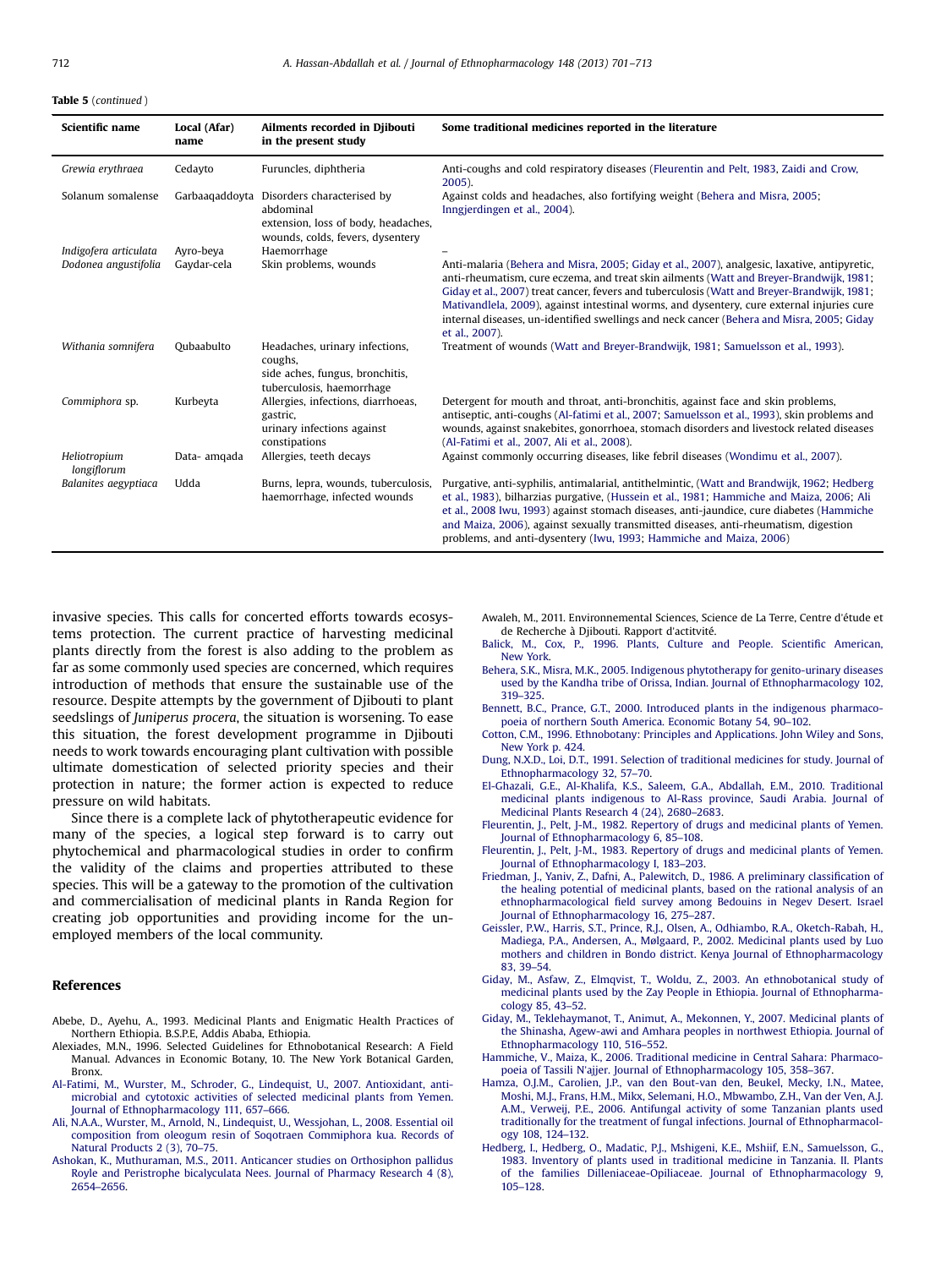**Table 5** (*continued*)

| Scientific name | Local (Afar) name | Ailments recorded in Djibouti in the present study | Some traditional medicines reported in the literature |
|---|---|---|---|
| *Grewia erythraea* | Cedayto | Furuncles, diphtheria | Anti-coughs and cold respiratory diseases (Fleurentin and Pelt, 1983, Zaidi and Crow, 2005). |
| Solanum somalense | Garbaaqaddoyta | Disorders characterised by abdominal extension, loss of body, headaches, wounds, colds, fevers, dysentery | Against colds and headaches, also fortifying weight (Behera and Misra, 2005; Inngjerdingen et al., 2004). |
| *Indigofera articulata* | Ayro-beya | Haemorrhage | – |
| *Dodonea angustifolia* | Gaydar-cela | Skin problems, wounds | Anti-malaria (Behera and Misra, 2005; Giday et al., 2007), analgesic, laxative, antipyretic, anti-rheumatism, cure eczema, and treat skin ailments (Watt and Breyer-Brandwijk, 1981; Giday et al., 2007) treat cancer, fevers and tuberculosis (Watt and Breyer-Brandwijk, 1981; Mativandlela, 2009), against intestinal worms, and dysentery, cure external injuries cure internal diseases, un-identified swellings and neck cancer (Behera and Misra, 2005; Giday et al., 2007). |
| *Withania somnifera* | Qubaabulto | Headaches, urinary infections, coughs, side aches, fungus, bronchitis, tuberculosis, haemorrhage | Treatment of wounds (Watt and Breyer-Brandwijk, 1981; Samuelsson et al., 1993). |
| *Commiphora* sp. | Kurbeyta | Allergies, infections, diarrhoeas, gastric, urinary infections against constipations | Detergent for mouth and throat, anti-bronchitis, against face and skin problems, antiseptic, anti-coughs (Al-fatimi et al., 2007; Samuelsson et al., 1993), skin problems and wounds, against snakebites, gonorrhoea, stomach disorders and livestock related diseases (Al-Fatimi et al., 2007, Ali et al., 2008). |
| *Heliotropium longiflorum* | Data- amqada | Allergies, teeth decays | Against commonly occurring diseases, like febril diseases (Wondimu et al., 2007). |
| *Balanites aegyptiaca* | Udda | Burns, lepra, wounds, tuberculosis, haemorrhage, infected wounds | Purgative, anti-syphilis, antimalarial, antithelmintic, (Watt and Brandwijk, 1962; Hedberg et al., 1983), bilharzias purgative, (Hussein et al., 1981; Hammiche and Maiza, 2006; Ali et al., 2008 Iwu, 1993) against stomach diseases, anti-jaundice, cure diabetes (Hammiche and Maiza, 2006), against sexually transmitted diseases, anti-rheumatism, digestion problems, and anti-dysentery (Iwu, 1993; Hammiche and Maiza, 2006) |

invasive species. This calls for concerted efforts towards ecosystems protection. The current practice of harvesting medicinal plants directly from the forest is also adding to the problem as far as some commonly used species are concerned, which requires introduction of methods that ensure the sustainable use of the resource. Despite attempts by the government of Djibouti to plant seedslings of *Juniperus procera*, the situation is worsening. To ease this situation, the forest development programme in Djibouti needs to work towards encouraging plant cultivation with possible ultimate domestication of selected priority species and their protection in nature; the former action is expected to reduce pressure on wild habitats.

Since there is a complete lack of phytotherapeutic evidence for many of the species, a logical step forward is to carry out phytochemical and pharmacological studies in order to confirm the validity of the claims and properties attributed to these species. This will be a gateway to the promotion of the cultivation and commercialisation of medicinal plants in Randa Region for creating job opportunities and providing income for the unemployed members of the local community.

## References

Abebe, D., Ayehu, A., 1993. Medicinal Plants and Enigmatic Health Practices of Northern Ethiopia. B.S.P.E, Addis Ababa, Ethiopia.

Alexiades, M.N., 1996. Selected Guidelines for Ethnobotanical Research: A Field Manual. Advances in Economic Botany, 10. The New York Botanical Garden, Bronx.

Al-Fatimi, M., Wurster, M., Schroder, G., Lindequist, U., 2007. Antioxidant, antimicrobial and cytotoxic activities of selected medicinal plants from Yemen. Journal of Ethnopharmacology 111, 657–666.

Ali, N.A.A., Wurster, M., Arnold, N., Lindequist, U., Wessjohan, L., 2008. Essential oil composition from oleogum resin of Soqotraen Commiphora kua. Records of Natural Products 2 (3), 70–75.

Ashokan, K., Muthuraman, M.S., 2011. Anticancer studies on Orthosiphon pallidus Royle and Peristrophe bicalyculata Nees. Journal of Pharmacy Research 4 (8), 2654–2656.

Awaleh, M., 2011. Environnemental Sciences, Science de La Terre, Centre d'étude et de Recherche à Djibouti. Rapport d'actitvité.

Balick, M., Cox, P., 1996. Plants, Culture and People. Scientific American, New York.

Behera, S.K., Misra, M.K., 2005. Indigenous phytotherapy for genito-urinary diseases used by the Kandha tribe of Orissa, Indian. Journal of Ethnopharmacology 102, 319–325.

Bennett, B.C., Prance, G.T., 2000. Introduced plants in the indigenous pharmacopoeia of northern South America. Economic Botany 54, 90–102.

Cotton, C.M., 1996. Ethnobotany: Principles and Applications. John Wiley and Sons, New York p. 424.

Dung, N.X.D., Loi, D.T., 1991. Selection of traditional medicines for study. Journal of Ethnopharmacology 32, 57–70.

El-Ghazali, G.E., Al-Khalifa, K.S., Saleem, G.A., Abdallah, E.M., 2010. Traditional medicinal plants indigenous to Al-Rass province, Saudi Arabia. Journal of Medicinal Plants Research 4 (24), 2680–2683.

Fleurentin, J., Pelt, J-M., 1982. Repertory of drugs and medicinal plants of Yemen. Journal of Ethnopharmacology 6, 85–108.

Fleurentin, J., Pelt, J-M., 1983. Repertory of drugs and medicinal plants of Yemen. Journal of Ethnopharmacology I, 183–203.

Friedman, J., Yaniv, Z., Dafni, A., Palewitch, D., 1986. A preliminary classification of the healing potential of medicinal plants, based on the rational analysis of an ethnopharmacological field survey among Bedouins in Negev Desert. Israel Journal of Ethnopharmacology 16, 275–287.

Geissler, P.W., Harris, S.T., Prince, R.J., Olsen, A., Odhiambo, R.A., Oketch-Rabah, H., Madiega, P.A., Andersen, A., Mølgaard, P., 2002. Medicinal plants used by Luo mothers and children in Bondo district. Kenya Journal of Ethnopharmacology 83, 39–54.

Giday, M., Asfaw, Z., Elmqvist, T., Woldu, Z., 2003. An ethnobotanical study of medicinal plants used by the Zay People in Ethiopia. Journal of Ethnopharmacology 85, 43–52.

Giday, M., Teklehaymanot, T., Animut, A., Mekonnen, Y., 2007. Medicinal plants of the Shinasha, Agew-awi and Amhara peoples in northwest Ethiopia. Journal of Ethnopharmacology 110, 516–552.

Hammiche, V., Maiza, K., 2006. Traditional medicine in Central Sahara: Pharmacopoeia of Tassili N'ajjer. Journal of Ethnopharmacology 105, 358–367.

Hamza, O.J.M., Carolien, J.P., van den Bout-van den, Beukel, Mecky, I.N., Matee, Moshi, M.J., Frans, H.M., Mikx, Selemani, H.O., Mbwambo, Z.H., Van der Ven, A.J. A.M., Verweij, P.E., 2006. Antifungal activity of some Tanzanian plants used traditionally for the treatment of fungal infections. Journal of Ethnopharmacology 108, 124–132.

Hedberg, I., Hedberg, O., Madatic, P.J., Mshigeni, K.E., Mshiif, E.N., Samuelsson, G., 1983. Inventory of plants used in traditional medicine in Tanzania. II. Plants of the families Dilleniaceae-Opiliaceae. Journal of Ethnopharmacology 9, 105–128.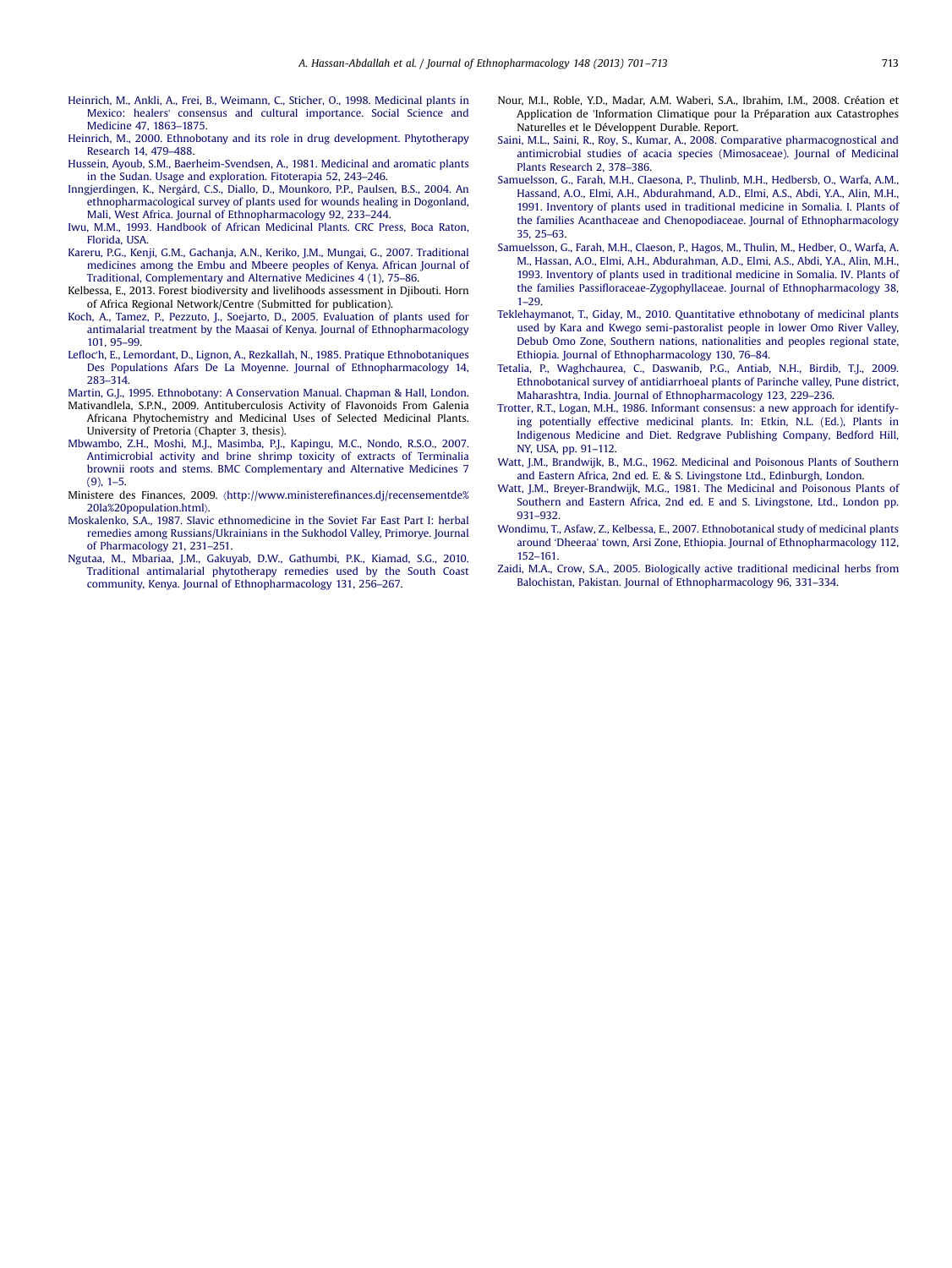Heinrich, M., Ankli, A., Frei, B., Weimann, C., Sticher, O., 1998. Medicinal plants in Mexico: healers' consensus and cultural importance. Social Science and Medicine 47, 1863–1875.

Heinrich, M., 2000. Ethnobotany and its role in drug development. Phytotherapy Research 14, 479–488.

Hussein, Ayoub, S.M., Baerheim-Svendsen, A., 1981. Medicinal and aromatic plants in the Sudan. Usage and exploration. Fitoterapia 52, 243–246.

Inngjerdingen, K., Nergård, C.S., Diallo, D., Mounkoro, P.P., Paulsen, B.S., 2004. An ethnopharmacological survey of plants used for wounds healing in Dogonland, Mali, West Africa. Journal of Ethnopharmacology 92, 233–244.

Iwu, M.M., 1993. Handbook of African Medicinal Plants. CRC Press, Boca Raton, Florida, USA.

Kareru, P.G., Kenji, G.M., Gachanja, A.N., Keriko, J.M., Mungai, G., 2007. Traditional medicines among the Embu and Mbeere peoples of Kenya. African Journal of Traditional, Complementary and Alternative Medicines 4 (1), 75–86.

Kelbessa, E., 2013. Forest biodiversity and livelihoods assessment in Djibouti. Horn of Africa Regional Network/Centre (Submitted for publication).

Koch, A., Tamez, P., Pezzuto, J., Soejarto, D., 2005. Evaluation of plants used for antimalarial treatment by the Maasai of Kenya. Journal of Ethnopharmacology 101, 95–99.

Lefloc'h, E., Lemordant, D., Lignon, A., Rezkallah, N., 1985. Pratique Ethnobotaniques Des Populations Afars De La Moyenne. Journal of Ethnopharmacology 14, 283–314.

Martin, G.J., 1995. Ethnobotany: A Conservation Manual. Chapman & Hall, London.

Mativandlela, S.P.N., 2009. Antituberculosis Activity of Flavonoids From Galenia Africana Phytochemistry and Medicinal Uses of Selected Medicinal Plants. University of Pretoria (Chapter 3, thesis).

Mbwambo, Z.H., Moshi, M.J., Masimba, P.J., Kapingu, M.C., Nondo, R.S.O., 2007. Antimicrobial activity and brine shrimp toxicity of extracts of Terminalia brownii roots and stems. BMC Complementary and Alternative Medicines 7 (9), 1–5.

Ministere des Finances, 2009. 〈http://www.ministerefinances.dj/recensementde%20la%20population.html〉.

Moskalenko, S.A., 1987. Slavic ethnomedicine in the Soviet Far East Part I: herbal remedies among Russians/Ukrainians in the Sukhodol Valley, Primorye. Journal of Pharmacology 21, 231–251.

Ngutaa, M., Mbariaa, J.M., Gakuyab, D.W., Gathumbi, P.K., Kiamad, S.G., 2010. Traditional antimalarial phytotherapy remedies used by the South Coast community, Kenya. Journal of Ethnopharmacology 131, 256–267.

Nour, M.I., Roble, Y.D., Madar, A.M. Waberi, S.A., Ibrahim, I.M., 2008. Création et Application de 'Information Climatique pour la Préparation aux Catastrophes Naturelles et le Développent Durable. Report.

Saini, M.L., Saini, R., Roy, S., Kumar, A., 2008. Comparative pharmacognostical and antimicrobial studies of acacia species (Mimosaceae). Journal of Medicinal Plants Research 2, 378–386.

Samuelsson, G., Farah, M.H., Claesona, P., Thulinb, M.H., Hedbersb, O., Warfa, A.M., Hassand, A.O., Elmi, A.H., Abdurahmand, A.D., Elmi, A.S., Abdi, Y.A., Alin, M.H., 1991. Inventory of plants used in traditional medicine in Somalia. I. Plants of the families Acanthaceae and Chenopodiaceae. Journal of Ethnopharmacology 35, 25–63.

Samuelsson, G., Farah, M.H., Claeson, P., Hagos, M., Thulin, M., Hedber, O., Warfa, A. M., Hassan, A.O., Elmi, A.H., Abdurahman, A.D., Elmi, A.S., Abdi, Y.A., Alin, M.H., 1993. Inventory of plants used in traditional medicine in Somalia. IV. Plants of the families Passifloraceae-Zygophyllaceae. Journal of Ethnopharmacology 38, 1–29.

Teklehaymanot, T., Giday, M., 2010. Quantitative ethnobotany of medicinal plants used by Kara and Kwego semi-pastoralist people in lower Omo River Valley, Debub Omo Zone, Southern nations, nationalities and peoples regional state, Ethiopia. Journal of Ethnopharmacology 130, 76–84.

Tetalia, P., Waghchaurea, C., Daswanib, P.G., Antiab, N.H., Birdib, T.J., 2009. Ethnobotanical survey of antidiarrhoeal plants of Parinche valley, Pune district, Maharashtra, India. Journal of Ethnopharmacology 123, 229–236.

Trotter, R.T., Logan, M.H., 1986. Informant consensus: a new approach for identifying potentially effective medicinal plants. In: Etkin, N.L. (Ed.), Plants in Indigenous Medicine and Diet. Redgrave Publishing Company, Bedford Hill, NY, USA, pp. 91–112.

Watt, J.M., Brandwijk, B., M.G., 1962. Medicinal and Poisonous Plants of Southern and Eastern Africa, 2nd ed. E. & S. Livingstone Ltd., Edinburgh, London.

Watt, J.M., Breyer-Brandwijk, M.G., 1981. The Medicinal and Poisonous Plants of Southern and Eastern Africa, 2nd ed. E and S. Livingstone, Ltd., London pp. 931–932.

Wondimu, T., Asfaw, Z., Kelbessa, E., 2007. Ethnobotanical study of medicinal plants around 'Dheeraa' town, Arsi Zone, Ethiopia. Journal of Ethnopharmacology 112, 152–161.

Zaidi, M.A., Crow, S.A., 2005. Biologically active traditional medicinal herbs from Balochistan, Pakistan. Journal of Ethnopharmacology 96, 331–334.